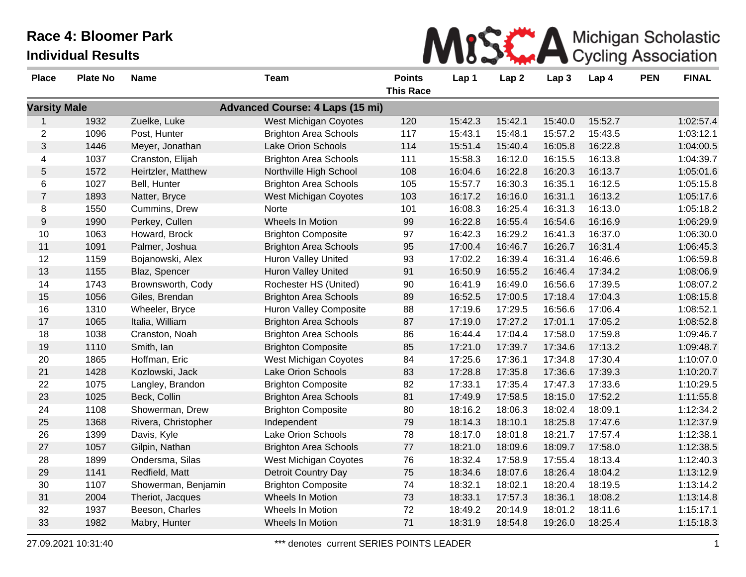# Race 4: Bloomer Park

## Individual Results

Michigan Scholastic Cycling Association

| Place | Plate No | Name | Team | Points This Race | Lap 1 | Lap 2 | Lap 3 | Lap 4 | PEN | FINAL |
|---|---|---|---|---|---|---|---|---|---|---|
| **Varsity Male** | | | **Advanced Course: 4 Laps (15 mi)** | | | | | | | |
| 1 | 1932 | Zuelke, Luke | West Michigan Coyotes | 120 | 15:42.3 | 15:42.1 | 15:40.0 | 15:52.7 | | 1:02:57.4 |
| 2 | 1096 | Post, Hunter | Brighton Area Schools | 117 | 15:43.1 | 15:48.1 | 15:57.2 | 15:43.5 | | 1:03:12.1 |
| 3 | 1446 | Meyer, Jonathan | Lake Orion Schools | 114 | 15:51.4 | 15:40.4 | 16:05.8 | 16:22.8 | | 1:04:00.5 |
| 4 | 1037 | Cranston, Elijah | Brighton Area Schools | 111 | 15:58.3 | 16:12.0 | 16:15.5 | 16:13.8 | | 1:04:39.7 |
| 5 | 1572 | Heirtzler, Matthew | Northville High School | 108 | 16:04.6 | 16:22.8 | 16:20.3 | 16:13.7 | | 1:05:01.6 |
| 6 | 1027 | Bell, Hunter | Brighton Area Schools | 105 | 15:57.7 | 16:30.3 | 16:35.1 | 16:12.5 | | 1:05:15.8 |
| 7 | 1893 | Natter, Bryce | West Michigan Coyotes | 103 | 16:17.2 | 16:16.0 | 16:31.1 | 16:13.2 | | 1:05:17.6 |
| 8 | 1550 | Cummins, Drew | Norte | 101 | 16:08.3 | 16:25.4 | 16:31.3 | 16:13.0 | | 1:05:18.2 |
| 9 | 1990 | Perkey, Cullen | Wheels In Motion | 99 | 16:22.8 | 16:55.4 | 16:54.6 | 16:16.9 | | 1:06:29.9 |
| 10 | 1063 | Howard, Brock | Brighton Composite | 97 | 16:42.3 | 16:29.2 | 16:41.3 | 16:37.0 | | 1:06:30.0 |
| 11 | 1091 | Palmer, Joshua | Brighton Area Schools | 95 | 17:00.4 | 16:46.7 | 16:26.7 | 16:31.4 | | 1:06:45.3 |
| 12 | 1159 | Bojanowski, Alex | Huron Valley United | 93 | 17:02.2 | 16:39.4 | 16:31.4 | 16:46.6 | | 1:06:59.8 |
| 13 | 1155 | Blaz, Spencer | Huron Valley United | 91 | 16:50.9 | 16:55.2 | 16:46.4 | 17:34.2 | | 1:08:06.9 |
| 14 | 1743 | Brownsworth, Cody | Rochester HS (United) | 90 | 16:41.9 | 16:49.0 | 16:56.6 | 17:39.5 | | 1:08:07.2 |
| 15 | 1056 | Giles, Brendan | Brighton Area Schools | 89 | 16:52.5 | 17:00.5 | 17:18.4 | 17:04.3 | | 1:08:15.8 |
| 16 | 1310 | Wheeler, Bryce | Huron Valley Composite | 88 | 17:19.6 | 17:29.5 | 16:56.6 | 17:06.4 | | 1:08:52.1 |
| 17 | 1065 | Italia, William | Brighton Area Schools | 87 | 17:19.0 | 17:27.2 | 17:01.1 | 17:05.2 | | 1:08:52.8 |
| 18 | 1038 | Cranston, Noah | Brighton Area Schools | 86 | 16:44.4 | 17:04.4 | 17:58.0 | 17:59.8 | | 1:09:46.7 |
| 19 | 1110 | Smith, Ian | Brighton Composite | 85 | 17:21.0 | 17:39.7 | 17:34.6 | 17:13.2 | | 1:09:48.7 |
| 20 | 1865 | Hoffman, Eric | West Michigan Coyotes | 84 | 17:25.6 | 17:36.1 | 17:34.8 | 17:30.4 | | 1:10:07.0 |
| 21 | 1428 | Kozlowski, Jack | Lake Orion Schools | 83 | 17:28.8 | 17:35.8 | 17:36.6 | 17:39.3 | | 1:10:20.7 |
| 22 | 1075 | Langley, Brandon | Brighton Composite | 82 | 17:33.1 | 17:35.4 | 17:47.3 | 17:33.6 | | 1:10:29.5 |
| 23 | 1025 | Beck, Collin | Brighton Area Schools | 81 | 17:49.9 | 17:58.5 | 18:15.0 | 17:52.2 | | 1:11:55.8 |
| 24 | 1108 | Showerman, Drew | Brighton Composite | 80 | 18:16.2 | 18:06.3 | 18:02.4 | 18:09.1 | | 1:12:34.2 |
| 25 | 1368 | Rivera, Christopher | Independent | 79 | 18:14.3 | 18:10.1 | 18:25.8 | 17:47.6 | | 1:12:37.9 |
| 26 | 1399 | Davis, Kyle | Lake Orion Schools | 78 | 18:17.0 | 18:01.8 | 18:21.7 | 17:57.4 | | 1:12:38.1 |
| 27 | 1057 | Gilpin, Nathan | Brighton Area Schools | 77 | 18:21.0 | 18:09.6 | 18:09.7 | 17:58.0 | | 1:12:38.5 |
| 28 | 1899 | Ondersma, Silas | West Michigan Coyotes | 76 | 18:32.4 | 17:58.9 | 17:55.4 | 18:13.4 | | 1:12:40.3 |
| 29 | 1141 | Redfield, Matt | Detroit Country Day | 75 | 18:34.6 | 18:07.6 | 18:26.4 | 18:04.2 | | 1:13:12.9 |
| 30 | 1107 | Showerman, Benjamin | Brighton Composite | 74 | 18:32.1 | 18:02.1 | 18:20.4 | 18:19.5 | | 1:13:14.2 |
| 31 | 2004 | Theriot, Jacques | Wheels In Motion | 73 | 18:33.1 | 17:57.3 | 18:36.1 | 18:08.2 | | 1:13:14.8 |
| 32 | 1937 | Beeson, Charles | Wheels In Motion | 72 | 18:49.2 | 20:14.9 | 18:01.2 | 18:11.6 | | 1:15:17.1 |
| 33 | 1982 | Mabry, Hunter | Wheels In Motion | 71 | 18:31.9 | 18:54.8 | 19:26.0 | 18:25.4 | | 1:15:18.3 |

27.09.2021 10:31:40 — *** denotes current SERIES POINTS LEADER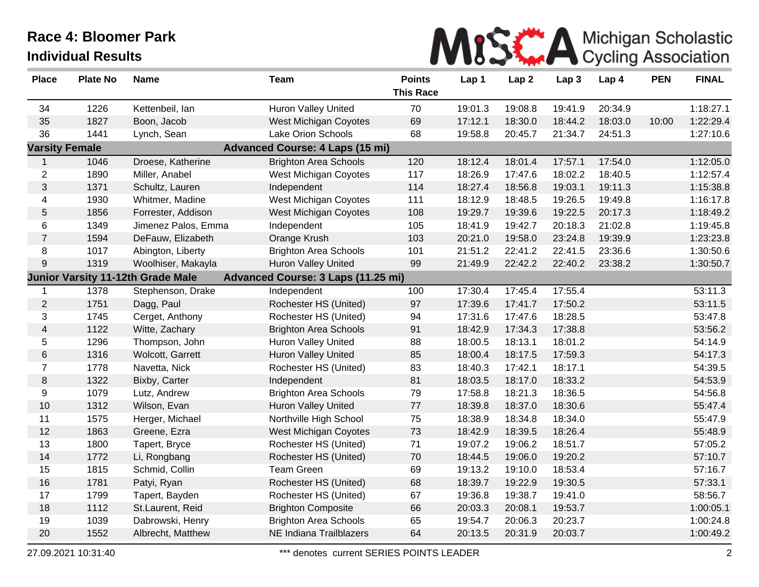# Race 4: Bloomer Park

## Individual Results

MiSCA Michigan Scholastic Cycling Association

| Place | Plate No | Name | Team | Points This Race | Lap 1 | Lap 2 | Lap 3 | Lap 4 | PEN | FINAL |
|---|---|---|---|---|---|---|---|---|---|---|
| 34 | 1226 | Kettenbeil, Ian | Huron Valley United | 70 | 19:01.3 | 19:08.8 | 19:41.9 | 20:34.9 | | 1:18:27.1 |
| 35 | 1827 | Boon, Jacob | West Michigan Coyotes | 69 | 17:12.1 | 18:30.0 | 18:44.2 | 18:03.0 | 10:00 | 1:22:29.4 |
| 36 | 1441 | Lynch, Sean | Lake Orion Schools | 68 | 19:58.8 | 20:45.7 | 21:34.7 | 24:51.3 | | 1:27:10.6 |
| **Varsity Female** | | | **Advanced Course: 4 Laps (15 mi)** | | | | | | | |
| 1 | 1046 | Droese, Katherine | Brighton Area Schools | 120 | 18:12.4 | 18:01.4 | 17:57.1 | 17:54.0 | | 1:12:05.0 |
| 2 | 1890 | Miller, Anabel | West Michigan Coyotes | 117 | 18:26.9 | 17:47.6 | 18:02.2 | 18:40.5 | | 1:12:57.4 |
| 3 | 1371 | Schultz, Lauren | Independent | 114 | 18:27.4 | 18:56.8 | 19:03.1 | 19:11.3 | | 1:15:38.8 |
| 4 | 1930 | Whitmer, Madine | West Michigan Coyotes | 111 | 18:12.9 | 18:48.5 | 19:26.5 | 19:49.8 | | 1:16:17.8 |
| 5 | 1856 | Forrester, Addison | West Michigan Coyotes | 108 | 19:29.7 | 19:39.6 | 19:22.5 | 20:17.3 | | 1:18:49.2 |
| 6 | 1349 | Jimenez Palos, Emma | Independent | 105 | 18:41.9 | 19:42.7 | 20:18.3 | 21:02.8 | | 1:19:45.8 |
| 7 | 1594 | DeFauw, Elizabeth | Orange Krush | 103 | 20:21.0 | 19:58.0 | 23:24.8 | 19:39.9 | | 1:23:23.8 |
| 8 | 1017 | Abington, Liberty | Brighton Area Schools | 101 | 21:51.2 | 22:41.2 | 22:41.5 | 23:36.6 | | 1:30:50.6 |
| 9 | 1319 | Woolhiser, Makayla | Huron Valley United | 99 | 21:49.9 | 22:42.2 | 22:40.2 | 23:38.2 | | 1:30:50.7 |
| **Junior Varsity 11-12th Grade Male** | | | **Advanced Course: 3 Laps (11.25 mi)** | | | | | | | |
| 1 | 1378 | Stephenson, Drake | Independent | 100 | 17:30.4 | 17:45.4 | 17:55.4 | | | 53:11.3 |
| 2 | 1751 | Dagg, Paul | Rochester HS (United) | 97 | 17:39.6 | 17:41.7 | 17:50.2 | | | 53:11.5 |
| 3 | 1745 | Cerget, Anthony | Rochester HS (United) | 94 | 17:31.6 | 17:47.6 | 18:28.5 | | | 53:47.8 |
| 4 | 1122 | Witte, Zachary | Brighton Area Schools | 91 | 18:42.9 | 17:34.3 | 17:38.8 | | | 53:56.2 |
| 5 | 1296 | Thompson, John | Huron Valley United | 88 | 18:00.5 | 18:13.1 | 18:01.2 | | | 54:14.9 |
| 6 | 1316 | Wolcott, Garrett | Huron Valley United | 85 | 18:00.4 | 18:17.5 | 17:59.3 | | | 54:17.3 |
| 7 | 1778 | Navetta, Nick | Rochester HS (United) | 83 | 18:40.3 | 17:42.1 | 18:17.1 | | | 54:39.5 |
| 8 | 1322 | Bixby, Carter | Independent | 81 | 18:03.5 | 18:17.0 | 18:33.2 | | | 54:53.9 |
| 9 | 1079 | Lutz, Andrew | Brighton Area Schools | 79 | 17:58.8 | 18:21.3 | 18:36.5 | | | 54:56.8 |
| 10 | 1312 | Wilson, Evan | Huron Valley United | 77 | 18:39.8 | 18:37.0 | 18:30.6 | | | 55:47.4 |
| 11 | 1575 | Herger, Michael | Northville High School | 75 | 18:38.9 | 18:34.8 | 18:34.0 | | | 55:47.9 |
| 12 | 1863 | Greene, Ezra | West Michigan Coyotes | 73 | 18:42.9 | 18:39.5 | 18:26.4 | | | 55:48.9 |
| 13 | 1800 | Tapert, Bryce | Rochester HS (United) | 71 | 19:07.2 | 19:06.2 | 18:51.7 | | | 57:05.2 |
| 14 | 1772 | Li, Rongbang | Rochester HS (United) | 70 | 18:44.5 | 19:06.0 | 19:20.2 | | | 57:10.7 |
| 15 | 1815 | Schmid, Collin | Team Green | 69 | 19:13.2 | 19:10.0 | 18:53.4 | | | 57:16.7 |
| 16 | 1781 | Patyi, Ryan | Rochester HS (United) | 68 | 18:39.7 | 19:22.9 | 19:30.5 | | | 57:33.1 |
| 17 | 1799 | Tapert, Bayden | Rochester HS (United) | 67 | 19:36.8 | 19:38.7 | 19:41.0 | | | 58:56.7 |
| 18 | 1112 | St.Laurent, Reid | Brighton Composite | 66 | 20:03.3 | 20:08.1 | 19:53.7 | | | 1:00:05.1 |
| 19 | 1039 | Dabrowski, Henry | Brighton Area Schools | 65 | 19:54.7 | 20:06.3 | 20:23.7 | | | 1:00:24.8 |
| 20 | 1552 | Albrecht, Matthew | NE Indiana Trailblazers | 64 | 20:13.5 | 20:31.9 | 20:03.7 | | | 1:00:49.2 |

27.09.2021 10:31:40 — *** denotes current SERIES POINTS LEADER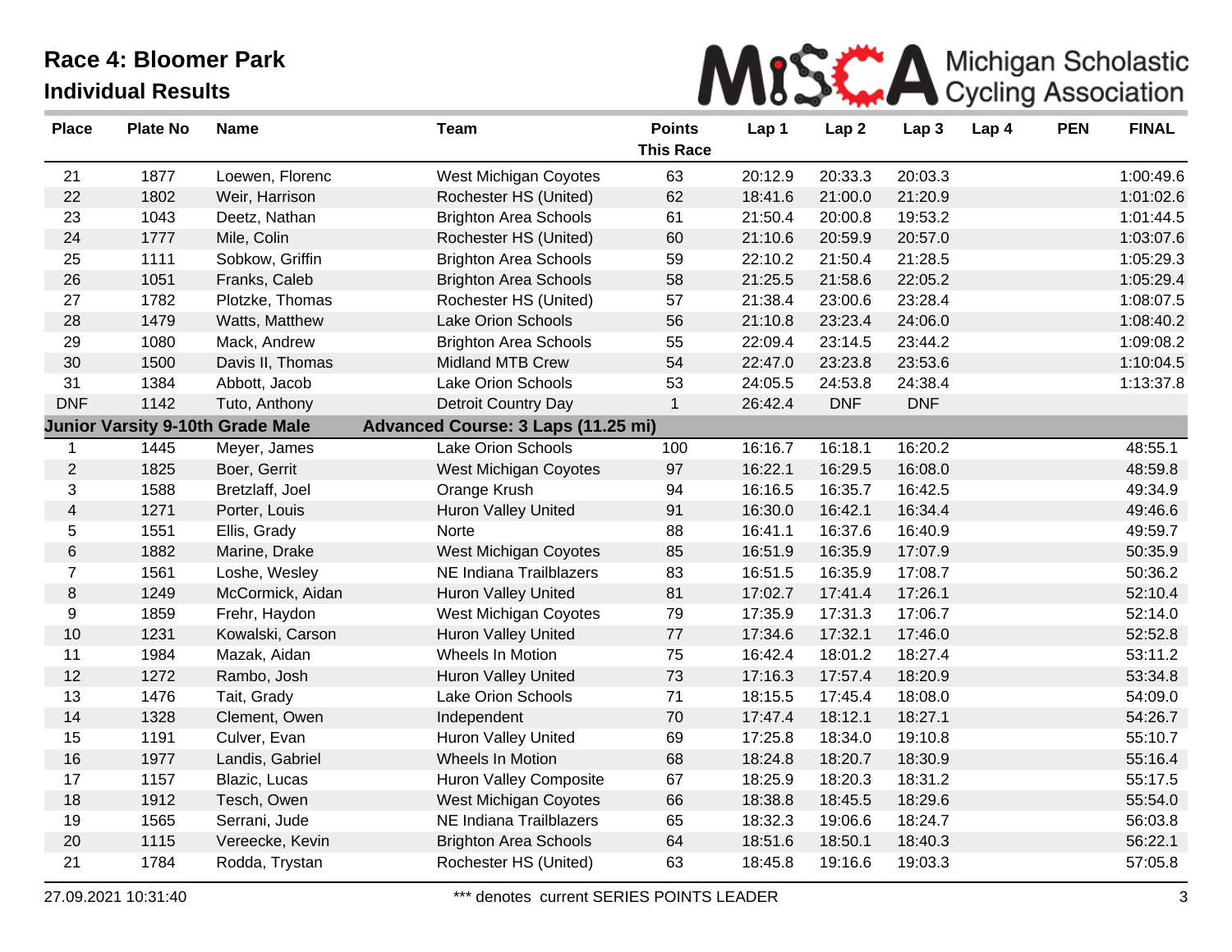# Race 4: Bloomer Park

## Individual Results

MiSCA Michigan Scholastic Cycling Association

| Place | Plate No | Name | Team | Points This Race | Lap 1 | Lap 2 | Lap 3 | Lap 4 | PEN | FINAL |
|---|---|---|---|---|---|---|---|---|---|---|
| 21 | 1877 | Loewen, Florenc | West Michigan Coyotes | 63 | 20:12.9 | 20:33.3 | 20:03.3 | | | 1:00:49.6 |
| 22 | 1802 | Weir, Harrison | Rochester HS (United) | 62 | 18:41.6 | 21:00.0 | 21:20.9 | | | 1:01:02.6 |
| 23 | 1043 | Deetz, Nathan | Brighton Area Schools | 61 | 21:50.4 | 20:00.8 | 19:53.2 | | | 1:01:44.5 |
| 24 | 1777 | Mile, Colin | Rochester HS (United) | 60 | 21:10.6 | 20:59.9 | 20:57.0 | | | 1:03:07.6 |
| 25 | 1111 | Sobkow, Griffin | Brighton Area Schools | 59 | 22:10.2 | 21:50.4 | 21:28.5 | | | 1:05:29.3 |
| 26 | 1051 | Franks, Caleb | Brighton Area Schools | 58 | 21:25.5 | 21:58.6 | 22:05.2 | | | 1:05:29.4 |
| 27 | 1782 | Plotzke, Thomas | Rochester HS (United) | 57 | 21:38.4 | 23:00.6 | 23:28.4 | | | 1:08:07.5 |
| 28 | 1479 | Watts, Matthew | Lake Orion Schools | 56 | 21:10.8 | 23:23.4 | 24:06.0 | | | 1:08:40.2 |
| 29 | 1080 | Mack, Andrew | Brighton Area Schools | 55 | 22:09.4 | 23:14.5 | 23:44.2 | | | 1:09:08.2 |
| 30 | 1500 | Davis II, Thomas | Midland MTB Crew | 54 | 22:47.0 | 23:23.8 | 23:53.6 | | | 1:10:04.5 |
| 31 | 1384 | Abbott, Jacob | Lake Orion Schools | 53 | 24:05.5 | 24:53.8 | 24:38.4 | | | 1:13:37.8 |
| DNF | 1142 | Tuto, Anthony | Detroit Country Day | 1 | 26:42.4 | DNF | DNF | | | |
| **Junior Varsity 9-10th Grade Male** | | | **Advanced Course: 3 Laps (11.25 mi)** | | | | | | | |
| 1 | 1445 | Meyer, James | Lake Orion Schools | 100 | 16:16.7 | 16:18.1 | 16:20.2 | | | 48:55.1 |
| 2 | 1825 | Boer, Gerrit | West Michigan Coyotes | 97 | 16:22.1 | 16:29.5 | 16:08.0 | | | 48:59.8 |
| 3 | 1588 | Bretzlaff, Joel | Orange Krush | 94 | 16:16.5 | 16:35.7 | 16:42.5 | | | 49:34.9 |
| 4 | 1271 | Porter, Louis | Huron Valley United | 91 | 16:30.0 | 16:42.1 | 16:34.4 | | | 49:46.6 |
| 5 | 1551 | Ellis, Grady | Norte | 88 | 16:41.1 | 16:37.6 | 16:40.9 | | | 49:59.7 |
| 6 | 1882 | Marine, Drake | West Michigan Coyotes | 85 | 16:51.9 | 16:35.9 | 17:07.9 | | | 50:35.9 |
| 7 | 1561 | Loshe, Wesley | NE Indiana Trailblazers | 83 | 16:51.5 | 16:35.9 | 17:08.7 | | | 50:36.2 |
| 8 | 1249 | McCormick, Aidan | Huron Valley United | 81 | 17:02.7 | 17:41.4 | 17:26.1 | | | 52:10.4 |
| 9 | 1859 | Frehr, Haydon | West Michigan Coyotes | 79 | 17:35.9 | 17:31.3 | 17:06.7 | | | 52:14.0 |
| 10 | 1231 | Kowalski, Carson | Huron Valley United | 77 | 17:34.6 | 17:32.1 | 17:46.0 | | | 52:52.8 |
| 11 | 1984 | Mazak, Aidan | Wheels In Motion | 75 | 16:42.4 | 18:01.2 | 18:27.4 | | | 53:11.2 |
| 12 | 1272 | Rambo, Josh | Huron Valley United | 73 | 17:16.3 | 17:57.4 | 18:20.9 | | | 53:34.8 |
| 13 | 1476 | Tait, Grady | Lake Orion Schools | 71 | 18:15.5 | 17:45.4 | 18:08.0 | | | 54:09.0 |
| 14 | 1328 | Clement, Owen | Independent | 70 | 17:47.4 | 18:12.1 | 18:27.1 | | | 54:26.7 |
| 15 | 1191 | Culver, Evan | Huron Valley United | 69 | 17:25.8 | 18:34.0 | 19:10.8 | | | 55:10.7 |
| 16 | 1977 | Landis, Gabriel | Wheels In Motion | 68 | 18:24.8 | 18:20.7 | 18:30.9 | | | 55:16.4 |
| 17 | 1157 | Blazic, Lucas | Huron Valley Composite | 67 | 18:25.9 | 18:20.3 | 18:31.2 | | | 55:17.5 |
| 18 | 1912 | Tesch, Owen | West Michigan Coyotes | 66 | 18:38.8 | 18:45.5 | 18:29.6 | | | 55:54.0 |
| 19 | 1565 | Serrani, Jude | NE Indiana Trailblazers | 65 | 18:32.3 | 19:06.6 | 18:24.7 | | | 56:03.8 |
| 20 | 1115 | Vereecke, Kevin | Brighton Area Schools | 64 | 18:51.6 | 18:50.1 | 18:40.3 | | | 56:22.1 |
| 21 | 1784 | Rodda, Trystan | Rochester HS (United) | 63 | 18:45.8 | 19:16.6 | 19:03.3 | | | 57:05.8 |

27.09.2021 10:31:40

*** denotes current SERIES POINTS LEADER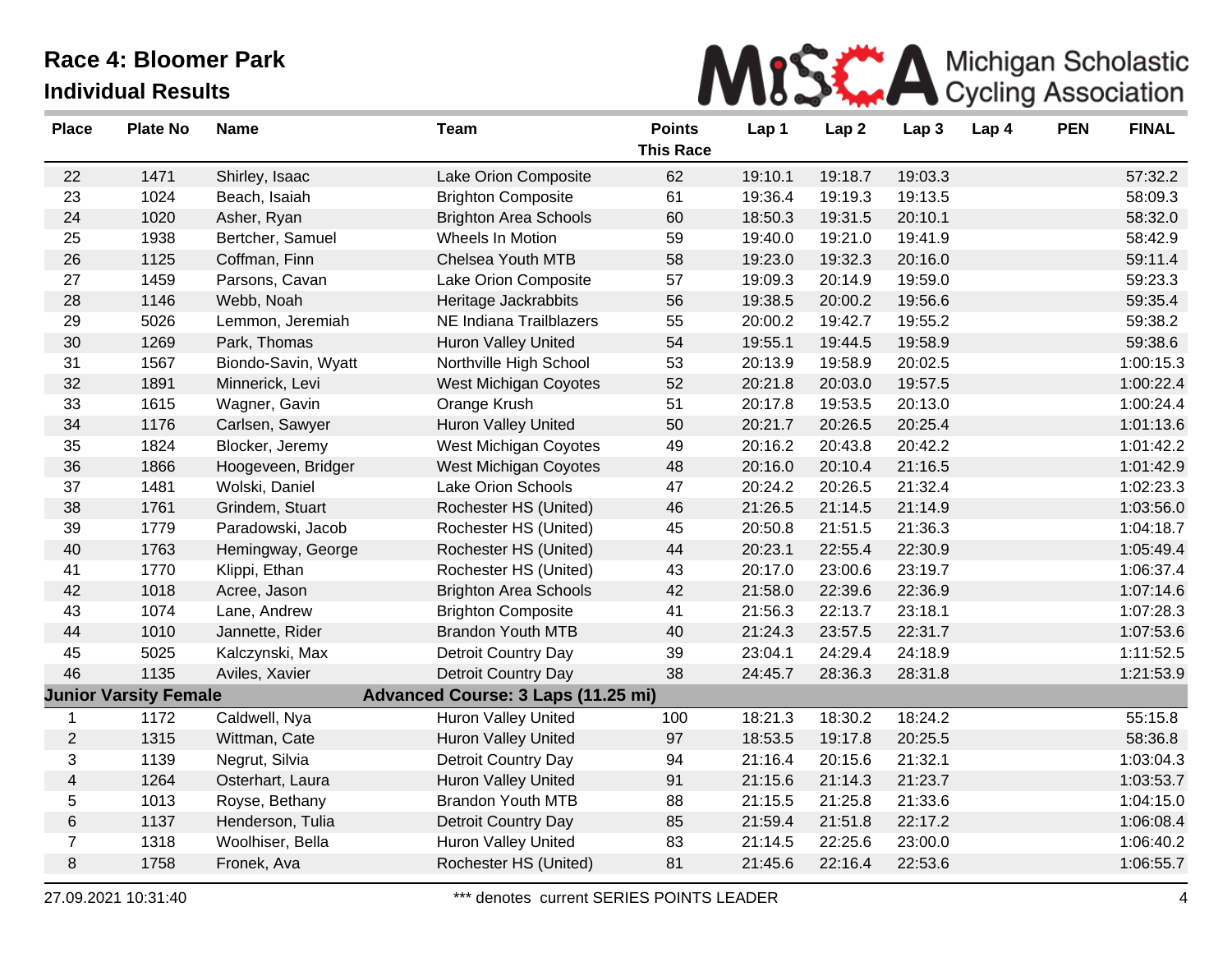# Race 4: Bloomer Park

## Individual Results

MiSCA Michigan Scholastic Cycling Association

| Place | Plate No | Name | Team | Points This Race | Lap 1 | Lap 2 | Lap 3 | Lap 4 | PEN | FINAL |
|---|---|---|---|---|---|---|---|---|---|---|
| 22 | 1471 | Shirley, Isaac | Lake Orion Composite | 62 | 19:10.1 | 19:18.7 | 19:03.3 | | | 57:32.2 |
| 23 | 1024 | Beach, Isaiah | Brighton Composite | 61 | 19:36.4 | 19:19.3 | 19:13.5 | | | 58:09.3 |
| 24 | 1020 | Asher, Ryan | Brighton Area Schools | 60 | 18:50.3 | 19:31.5 | 20:10.1 | | | 58:32.0 |
| 25 | 1938 | Bertcher, Samuel | Wheels In Motion | 59 | 19:40.0 | 19:21.0 | 19:41.9 | | | 58:42.9 |
| 26 | 1125 | Coffman, Finn | Chelsea Youth MTB | 58 | 19:23.0 | 19:32.3 | 20:16.0 | | | 59:11.4 |
| 27 | 1459 | Parsons, Cavan | Lake Orion Composite | 57 | 19:09.3 | 20:14.9 | 19:59.0 | | | 59:23.3 |
| 28 | 1146 | Webb, Noah | Heritage Jackrabbits | 56 | 19:38.5 | 20:00.2 | 19:56.6 | | | 59:35.4 |
| 29 | 5026 | Lemmon, Jeremiah | NE Indiana Trailblazers | 55 | 20:00.2 | 19:42.7 | 19:55.2 | | | 59:38.2 |
| 30 | 1269 | Park, Thomas | Huron Valley United | 54 | 19:55.1 | 19:44.5 | 19:58.9 | | | 59:38.6 |
| 31 | 1567 | Biondo-Savin, Wyatt | Northville High School | 53 | 20:13.9 | 19:58.9 | 20:02.5 | | | 1:00:15.3 |
| 32 | 1891 | Minnerick, Levi | West Michigan Coyotes | 52 | 20:21.8 | 20:03.0 | 19:57.5 | | | 1:00:22.4 |
| 33 | 1615 | Wagner, Gavin | Orange Krush | 51 | 20:17.8 | 19:53.5 | 20:13.0 | | | 1:00:24.4 |
| 34 | 1176 | Carlsen, Sawyer | Huron Valley United | 50 | 20:21.7 | 20:26.5 | 20:25.4 | | | 1:01:13.6 |
| 35 | 1824 | Blocker, Jeremy | West Michigan Coyotes | 49 | 20:16.2 | 20:43.8 | 20:42.2 | | | 1:01:42.2 |
| 36 | 1866 | Hoogeveen, Bridger | West Michigan Coyotes | 48 | 20:16.0 | 20:10.4 | 21:16.5 | | | 1:01:42.9 |
| 37 | 1481 | Wolski, Daniel | Lake Orion Schools | 47 | 20:24.2 | 20:26.5 | 21:32.4 | | | 1:02:23.3 |
| 38 | 1761 | Grindem, Stuart | Rochester HS (United) | 46 | 21:26.5 | 21:14.5 | 21:14.9 | | | 1:03:56.0 |
| 39 | 1779 | Paradowski, Jacob | Rochester HS (United) | 45 | 20:50.8 | 21:51.5 | 21:36.3 | | | 1:04:18.7 |
| 40 | 1763 | Hemingway, George | Rochester HS (United) | 44 | 20:23.1 | 22:55.4 | 22:30.9 | | | 1:05:49.4 |
| 41 | 1770 | Klippi, Ethan | Rochester HS (United) | 43 | 20:17.0 | 23:00.6 | 23:19.7 | | | 1:06:37.4 |
| 42 | 1018 | Acree, Jason | Brighton Area Schools | 42 | 21:58.0 | 22:39.6 | 22:36.9 | | | 1:07:14.6 |
| 43 | 1074 | Lane, Andrew | Brighton Composite | 41 | 21:56.3 | 22:13.7 | 23:18.1 | | | 1:07:28.3 |
| 44 | 1010 | Jannette, Rider | Brandon Youth MTB | 40 | 21:24.3 | 23:57.5 | 22:31.7 | | | 1:07:53.6 |
| 45 | 5025 | Kalczynski, Max | Detroit Country Day | 39 | 23:04.1 | 24:29.4 | 24:18.9 | | | 1:11:52.5 |
| 46 | 1135 | Aviles, Xavier | Detroit Country Day | 38 | 24:45.7 | 28:36.3 | 28:31.8 | | | 1:21:53.9 |
| **Junior Varsity Female** | | | **Advanced Course: 3 Laps (11.25 mi)** | | | | | | | |
| 1 | 1172 | Caldwell, Nya | Huron Valley United | 100 | 18:21.3 | 18:30.2 | 18:24.2 | | | 55:15.8 |
| 2 | 1315 | Wittman, Cate | Huron Valley United | 97 | 18:53.5 | 19:17.8 | 20:25.5 | | | 58:36.8 |
| 3 | 1139 | Negrut, Silvia | Detroit Country Day | 94 | 21:16.4 | 20:15.6 | 21:32.1 | | | 1:03:04.3 |
| 4 | 1264 | Osterhart, Laura | Huron Valley United | 91 | 21:15.6 | 21:14.3 | 21:23.7 | | | 1:03:53.7 |
| 5 | 1013 | Royse, Bethany | Brandon Youth MTB | 88 | 21:15.5 | 21:25.8 | 21:33.6 | | | 1:04:15.0 |
| 6 | 1137 | Henderson, Tulia | Detroit Country Day | 85 | 21:59.4 | 21:51.8 | 22:17.2 | | | 1:06:08.4 |
| 7 | 1318 | Woolhiser, Bella | Huron Valley United | 83 | 21:14.5 | 22:25.6 | 23:00.0 | | | 1:06:40.2 |
| 8 | 1758 | Fronek, Ava | Rochester HS (United) | 81 | 21:45.6 | 22:16.4 | 22:53.6 | | | 1:06:55.7 |

27.09.2021 10:31:40

*** denotes current SERIES POINTS LEADER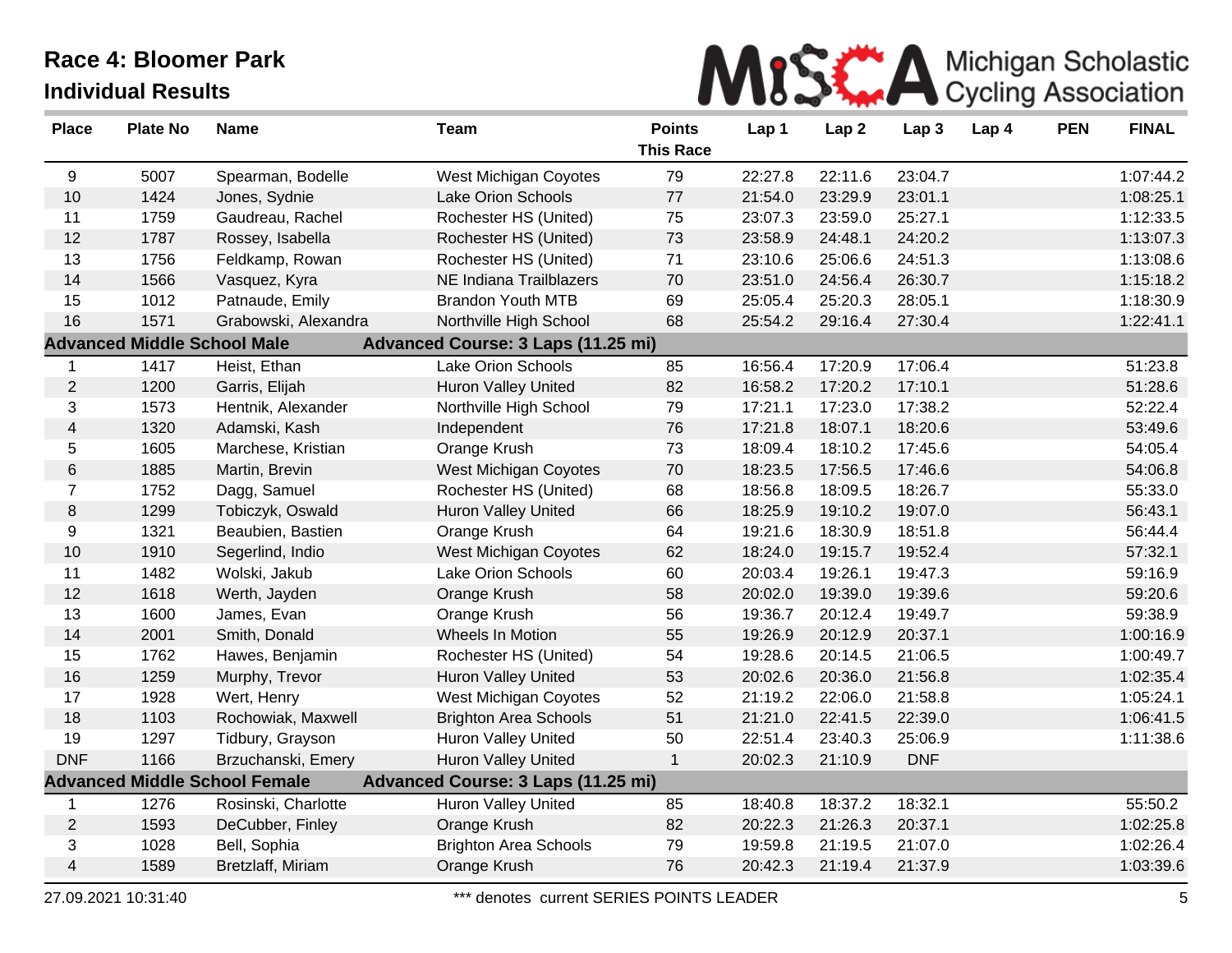# Race 4: Bloomer Park

## Individual Results

| Place | Plate No | Name | Team | Points This Race | Lap 1 | Lap 2 | Lap 3 | Lap 4 | PEN | FINAL |
|---|---|---|---|---|---|---|---|---|---|---|
| 9 | 5007 | Spearman, Bodelle | West Michigan Coyotes | 79 | 22:27.8 | 22:11.6 | 23:04.7 | | | 1:07:44.2 |
| 10 | 1424 | Jones, Sydnie | Lake Orion Schools | 77 | 21:54.0 | 23:29.9 | 23:01.1 | | | 1:08:25.1 |
| 11 | 1759 | Gaudreau, Rachel | Rochester HS (United) | 75 | 23:07.3 | 23:59.0 | 25:27.1 | | | 1:12:33.5 |
| 12 | 1787 | Rossey, Isabella | Rochester HS (United) | 73 | 23:58.9 | 24:48.1 | 24:20.2 | | | 1:13:07.3 |
| 13 | 1756 | Feldkamp, Rowan | Rochester HS (United) | 71 | 23:10.6 | 25:06.6 | 24:51.3 | | | 1:13:08.6 |
| 14 | 1566 | Vasquez, Kyra | NE Indiana Trailblazers | 70 | 23:51.0 | 24:56.4 | 26:30.7 | | | 1:15:18.2 |
| 15 | 1012 | Patnaude, Emily | Brandon Youth MTB | 69 | 25:05.4 | 25:20.3 | 28:05.1 | | | 1:18:30.9 |
| 16 | 1571 | Grabowski, Alexandra | Northville High School | 68 | 25:54.2 | 29:16.4 | 27:30.4 | | | 1:22:41.1 |
| **Advanced Middle School Male** | | | **Advanced Course: 3 Laps (11.25 mi)** | | | | | | | |
| 1 | 1417 | Heist, Ethan | Lake Orion Schools | 85 | 16:56.4 | 17:20.9 | 17:06.4 | | | 51:23.8 |
| 2 | 1200 | Garris, Elijah | Huron Valley United | 82 | 16:58.2 | 17:20.2 | 17:10.1 | | | 51:28.6 |
| 3 | 1573 | Hentnik, Alexander | Northville High School | 79 | 17:21.1 | 17:23.0 | 17:38.2 | | | 52:22.4 |
| 4 | 1320 | Adamski, Kash | Independent | 76 | 17:21.8 | 18:07.1 | 18:20.6 | | | 53:49.6 |
| 5 | 1605 | Marchese, Kristian | Orange Krush | 73 | 18:09.4 | 18:10.2 | 17:45.6 | | | 54:05.4 |
| 6 | 1885 | Martin, Brevin | West Michigan Coyotes | 70 | 18:23.5 | 17:56.5 | 17:46.6 | | | 54:06.8 |
| 7 | 1752 | Dagg, Samuel | Rochester HS (United) | 68 | 18:56.8 | 18:09.5 | 18:26.7 | | | 55:33.0 |
| 8 | 1299 | Tobiczyk, Oswald | Huron Valley United | 66 | 18:25.9 | 19:10.2 | 19:07.0 | | | 56:43.1 |
| 9 | 1321 | Beaubien, Bastien | Orange Krush | 64 | 19:21.6 | 18:30.9 | 18:51.8 | | | 56:44.4 |
| 10 | 1910 | Segerlind, Indio | West Michigan Coyotes | 62 | 18:24.0 | 19:15.7 | 19:52.4 | | | 57:32.1 |
| 11 | 1482 | Wolski, Jakub | Lake Orion Schools | 60 | 20:03.4 | 19:26.1 | 19:47.3 | | | 59:16.9 |
| 12 | 1618 | Werth, Jayden | Orange Krush | 58 | 20:02.0 | 19:39.0 | 19:39.6 | | | 59:20.6 |
| 13 | 1600 | James, Evan | Orange Krush | 56 | 19:36.7 | 20:12.4 | 19:49.7 | | | 59:38.9 |
| 14 | 2001 | Smith, Donald | Wheels In Motion | 55 | 19:26.9 | 20:12.9 | 20:37.1 | | | 1:00:16.9 |
| 15 | 1762 | Hawes, Benjamin | Rochester HS (United) | 54 | 19:28.6 | 20:14.5 | 21:06.5 | | | 1:00:49.7 |
| 16 | 1259 | Murphy, Trevor | Huron Valley United | 53 | 20:02.6 | 20:36.0 | 21:56.8 | | | 1:02:35.4 |
| 17 | 1928 | Wert, Henry | West Michigan Coyotes | 52 | 21:19.2 | 22:06.0 | 21:58.8 | | | 1:05:24.1 |
| 18 | 1103 | Rochowiak, Maxwell | Brighton Area Schools | 51 | 21:21.0 | 22:41.5 | 22:39.0 | | | 1:06:41.5 |
| 19 | 1297 | Tidbury, Grayson | Huron Valley United | 50 | 22:51.4 | 23:40.3 | 25:06.9 | | | 1:11:38.6 |
| DNF | 1166 | Brzuchanski, Emery | Huron Valley United | 1 | 20:02.3 | 21:10.9 | DNF | | | |
| **Advanced Middle School Female** | | | **Advanced Course: 3 Laps (11.25 mi)** | | | | | | | |
| 1 | 1276 | Rosinski, Charlotte | Huron Valley United | 85 | 18:40.8 | 18:37.2 | 18:32.1 | | | 55:50.2 |
| 2 | 1593 | DeCubber, Finley | Orange Krush | 82 | 20:22.3 | 21:26.3 | 20:37.1 | | | 1:02:25.8 |
| 3 | 1028 | Bell, Sophia | Brighton Area Schools | 79 | 19:59.8 | 21:19.5 | 21:07.0 | | | 1:02:26.4 |
| 4 | 1589 | Bretzlaff, Miriam | Orange Krush | 76 | 20:42.3 | 21:19.4 | 21:37.9 | | | 1:03:39.6 |

27.09.2021 10:31:40 — *** denotes current SERIES POINTS LEADER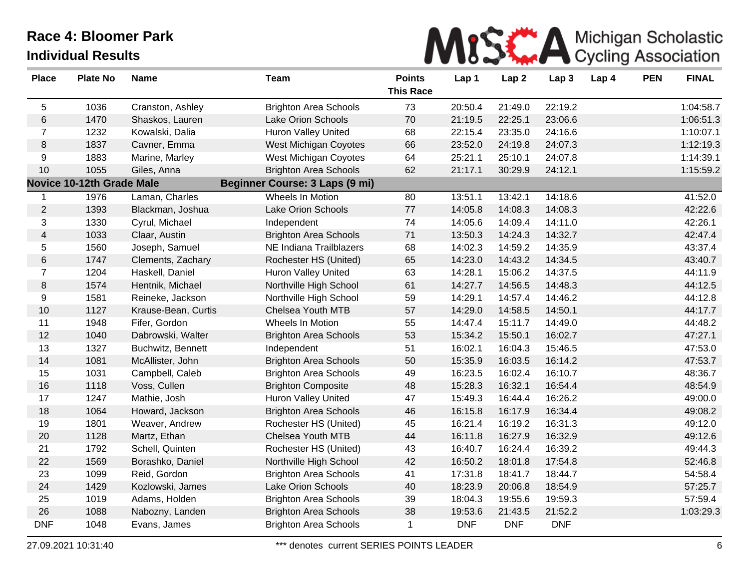# Race 4: Bloomer Park

## Individual Results

MiSCA Michigan Scholastic Cycling Association

| Place | Plate No | Name | Team | Points This Race | Lap 1 | Lap 2 | Lap 3 | Lap 4 | PEN | FINAL |
|---|---|---|---|---|---|---|---|---|---|---|
| 5 | 1036 | Cranston, Ashley | Brighton Area Schools | 73 | 20:50.4 | 21:49.0 | 22:19.2 | | | 1:04:58.7 |
| 6 | 1470 | Shaskos, Lauren | Lake Orion Schools | 70 | 21:19.5 | 22:25.1 | 23:06.6 | | | 1:06:51.3 |
| 7 | 1232 | Kowalski, Dalia | Huron Valley United | 68 | 22:15.4 | 23:35.0 | 24:16.6 | | | 1:10:07.1 |
| 8 | 1837 | Cavner, Emma | West Michigan Coyotes | 66 | 23:52.0 | 24:19.8 | 24:07.3 | | | 1:12:19.3 |
| 9 | 1883 | Marine, Marley | West Michigan Coyotes | 64 | 25:21.1 | 25:10.1 | 24:07.8 | | | 1:14:39.1 |
| 10 | 1055 | Giles, Anna | Brighton Area Schools | 62 | 21:17.1 | 30:29.9 | 24:12.1 | | | 1:15:59.2 |
| **Novice 10-12th Grade Male** | | | **Beginner Course: 3 Laps (9 mi)** | | | | | | | |
| 1 | 1976 | Laman, Charles | Wheels In Motion | 80 | 13:51.1 | 13:42.1 | 14:18.6 | | | 41:52.0 |
| 2 | 1393 | Blackman, Joshua | Lake Orion Schools | 77 | 14:05.8 | 14:08.3 | 14:08.3 | | | 42:22.6 |
| 3 | 1330 | Cyrul, Michael | Independent | 74 | 14:05.6 | 14:09.4 | 14:11.0 | | | 42:26.1 |
| 4 | 1033 | Claar, Austin | Brighton Area Schools | 71 | 13:50.3 | 14:24.3 | 14:32.7 | | | 42:47.4 |
| 5 | 1560 | Joseph, Samuel | NE Indiana Trailblazers | 68 | 14:02.3 | 14:59.2 | 14:35.9 | | | 43:37.4 |
| 6 | 1747 | Clements, Zachary | Rochester HS (United) | 65 | 14:23.0 | 14:43.2 | 14:34.5 | | | 43:40.7 |
| 7 | 1204 | Haskell, Daniel | Huron Valley United | 63 | 14:28.1 | 15:06.2 | 14:37.5 | | | 44:11.9 |
| 8 | 1574 | Hentnik, Michael | Northville High School | 61 | 14:27.7 | 14:56.5 | 14:48.3 | | | 44:12.5 |
| 9 | 1581 | Reineke, Jackson | Northville High School | 59 | 14:29.1 | 14:57.4 | 14:46.2 | | | 44:12.8 |
| 10 | 1127 | Krause-Bean, Curtis | Chelsea Youth MTB | 57 | 14:29.0 | 14:58.5 | 14:50.1 | | | 44:17.7 |
| 11 | 1948 | Fifer, Gordon | Wheels In Motion | 55 | 14:47.4 | 15:11.7 | 14:49.0 | | | 44:48.2 |
| 12 | 1040 | Dabrowski, Walter | Brighton Area Schools | 53 | 15:34.2 | 15:50.1 | 16:02.7 | | | 47:27.1 |
| 13 | 1327 | Buchwitz, Bennett | Independent | 51 | 16:02.1 | 16:04.3 | 15:46.5 | | | 47:53.0 |
| 14 | 1081 | McAllister, John | Brighton Area Schools | 50 | 15:35.9 | 16:03.5 | 16:14.2 | | | 47:53.7 |
| 15 | 1031 | Campbell, Caleb | Brighton Area Schools | 49 | 16:23.5 | 16:02.4 | 16:10.7 | | | 48:36.7 |
| 16 | 1118 | Voss, Cullen | Brighton Composite | 48 | 15:28.3 | 16:32.1 | 16:54.4 | | | 48:54.9 |
| 17 | 1247 | Mathie, Josh | Huron Valley United | 47 | 15:49.3 | 16:44.4 | 16:26.2 | | | 49:00.0 |
| 18 | 1064 | Howard, Jackson | Brighton Area Schools | 46 | 16:15.8 | 16:17.9 | 16:34.4 | | | 49:08.2 |
| 19 | 1801 | Weaver, Andrew | Rochester HS (United) | 45 | 16:21.4 | 16:19.2 | 16:31.3 | | | 49:12.0 |
| 20 | 1128 | Martz, Ethan | Chelsea Youth MTB | 44 | 16:11.8 | 16:27.9 | 16:32.9 | | | 49:12.6 |
| 21 | 1792 | Schell, Quinten | Rochester HS (United) | 43 | 16:40.7 | 16:24.4 | 16:39.2 | | | 49:44.3 |
| 22 | 1569 | Borashko, Daniel | Northville High School | 42 | 16:50.2 | 18:01.8 | 17:54.8 | | | 52:46.8 |
| 23 | 1099 | Reid, Gordon | Brighton Area Schools | 41 | 17:31.8 | 18:41.7 | 18:44.7 | | | 54:58.4 |
| 24 | 1429 | Kozlowski, James | Lake Orion Schools | 40 | 18:23.9 | 20:06.8 | 18:54.9 | | | 57:25.7 |
| 25 | 1019 | Adams, Holden | Brighton Area Schools | 39 | 18:04.3 | 19:55.6 | 19:59.3 | | | 57:59.4 |
| 26 | 1088 | Nabozny, Landen | Brighton Area Schools | 38 | 19:53.6 | 21:43.5 | 21:52.2 | | | 1:03:29.3 |
| DNF | 1048 | Evans, James | Brighton Area Schools | 1 | DNF | DNF | DNF | | | |

27.09.2021 10:31:40 *** denotes current SERIES POINTS LEADER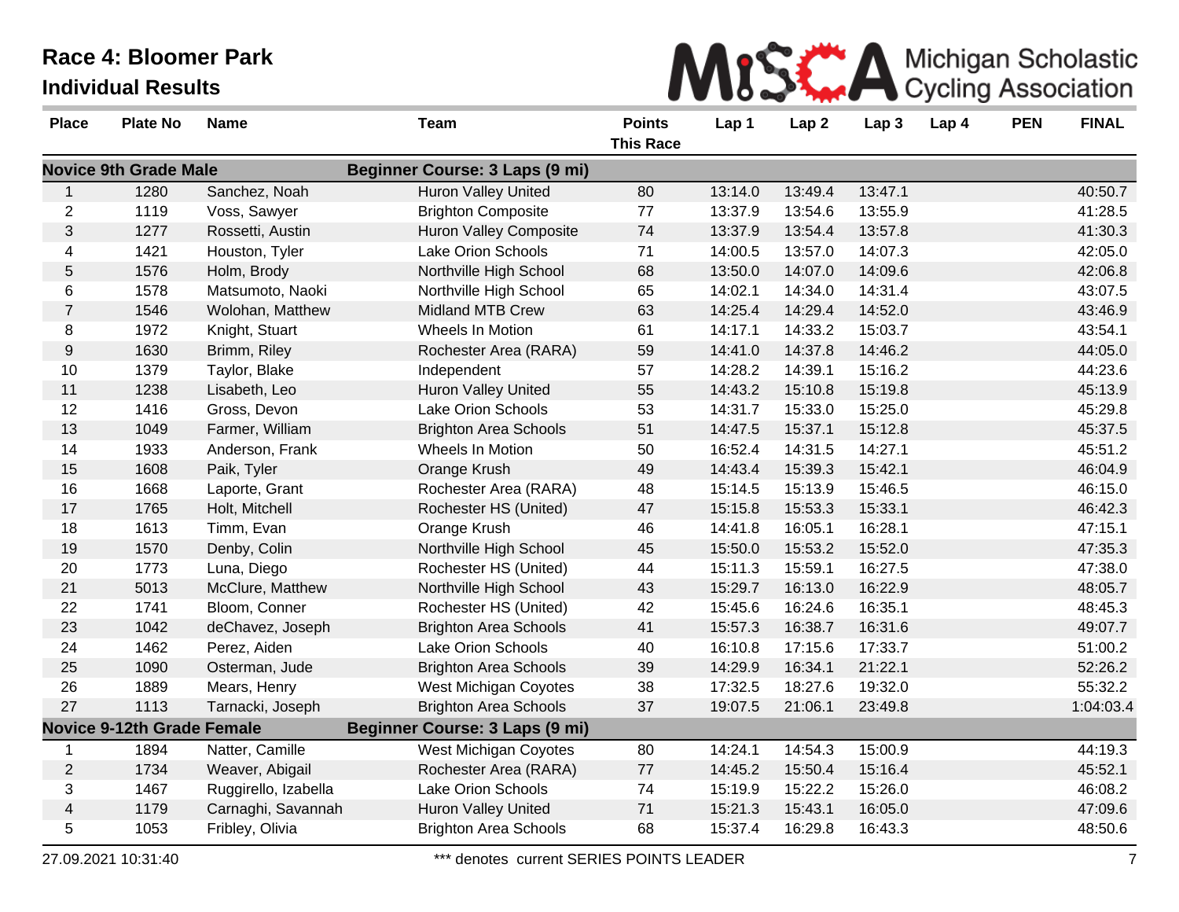# Race 4: Bloomer Park

## Individual Results

Michigan Scholastic Cycling Association

| Place | Plate No | Name | Team | Points This Race | Lap 1 | Lap 2 | Lap 3 | Lap 4 | PEN | FINAL |
|---|---|---|---|---|---|---|---|---|---|---|
| **Novice 9th Grade Male** | | | **Beginner Course: 3 Laps (9 mi)** | | | | | | | |
| 1 | 1280 | Sanchez, Noah | Huron Valley United | 80 | 13:14.0 | 13:49.4 | 13:47.1 | | | 40:50.7 |
| 2 | 1119 | Voss, Sawyer | Brighton Composite | 77 | 13:37.9 | 13:54.6 | 13:55.9 | | | 41:28.5 |
| 3 | 1277 | Rossetti, Austin | Huron Valley Composite | 74 | 13:37.9 | 13:54.4 | 13:57.8 | | | 41:30.3 |
| 4 | 1421 | Houston, Tyler | Lake Orion Schools | 71 | 14:00.5 | 13:57.0 | 14:07.3 | | | 42:05.0 |
| 5 | 1576 | Holm, Brody | Northville High School | 68 | 13:50.0 | 14:07.0 | 14:09.6 | | | 42:06.8 |
| 6 | 1578 | Matsumoto, Naoki | Northville High School | 65 | 14:02.1 | 14:34.0 | 14:31.4 | | | 43:07.5 |
| 7 | 1546 | Wolohan, Matthew | Midland MTB Crew | 63 | 14:25.4 | 14:29.4 | 14:52.0 | | | 43:46.9 |
| 8 | 1972 | Knight, Stuart | Wheels In Motion | 61 | 14:17.1 | 14:33.2 | 15:03.7 | | | 43:54.1 |
| 9 | 1630 | Brimm, Riley | Rochester Area (RARA) | 59 | 14:41.0 | 14:37.8 | 14:46.2 | | | 44:05.0 |
| 10 | 1379 | Taylor, Blake | Independent | 57 | 14:28.2 | 14:39.1 | 15:16.2 | | | 44:23.6 |
| 11 | 1238 | Lisabeth, Leo | Huron Valley United | 55 | 14:43.2 | 15:10.8 | 15:19.8 | | | 45:13.9 |
| 12 | 1416 | Gross, Devon | Lake Orion Schools | 53 | 14:31.7 | 15:33.0 | 15:25.0 | | | 45:29.8 |
| 13 | 1049 | Farmer, William | Brighton Area Schools | 51 | 14:47.5 | 15:37.1 | 15:12.8 | | | 45:37.5 |
| 14 | 1933 | Anderson, Frank | Wheels In Motion | 50 | 16:52.4 | 14:31.5 | 14:27.1 | | | 45:51.2 |
| 15 | 1608 | Paik, Tyler | Orange Krush | 49 | 14:43.4 | 15:39.3 | 15:42.1 | | | 46:04.9 |
| 16 | 1668 | Laporte, Grant | Rochester Area (RARA) | 48 | 15:14.5 | 15:13.9 | 15:46.5 | | | 46:15.0 |
| 17 | 1765 | Holt, Mitchell | Rochester HS (United) | 47 | 15:15.8 | 15:53.3 | 15:33.1 | | | 46:42.3 |
| 18 | 1613 | Timm, Evan | Orange Krush | 46 | 14:41.8 | 16:05.1 | 16:28.1 | | | 47:15.1 |
| 19 | 1570 | Denby, Colin | Northville High School | 45 | 15:50.0 | 15:53.2 | 15:52.0 | | | 47:35.3 |
| 20 | 1773 | Luna, Diego | Rochester HS (United) | 44 | 15:11.3 | 15:59.1 | 16:27.5 | | | 47:38.0 |
| 21 | 5013 | McClure, Matthew | Northville High School | 43 | 15:29.7 | 16:13.0 | 16:22.9 | | | 48:05.7 |
| 22 | 1741 | Bloom, Conner | Rochester HS (United) | 42 | 15:45.6 | 16:24.6 | 16:35.1 | | | 48:45.3 |
| 23 | 1042 | deChavez, Joseph | Brighton Area Schools | 41 | 15:57.3 | 16:38.7 | 16:31.6 | | | 49:07.7 |
| 24 | 1462 | Perez, Aiden | Lake Orion Schools | 40 | 16:10.8 | 17:15.6 | 17:33.7 | | | 51:00.2 |
| 25 | 1090 | Osterman, Jude | Brighton Area Schools | 39 | 14:29.9 | 16:34.1 | 21:22.1 | | | 52:26.2 |
| 26 | 1889 | Mears, Henry | West Michigan Coyotes | 38 | 17:32.5 | 18:27.6 | 19:32.0 | | | 55:32.2 |
| 27 | 1113 | Tarnacki, Joseph | Brighton Area Schools | 37 | 19:07.5 | 21:06.1 | 23:49.8 | | | 1:04:03.4 |
| **Novice 9-12th Grade Female** | | | **Beginner Course: 3 Laps (9 mi)** | | | | | | | |
| 1 | 1894 | Natter, Camille | West Michigan Coyotes | 80 | 14:24.1 | 14:54.3 | 15:00.9 | | | 44:19.3 |
| 2 | 1734 | Weaver, Abigail | Rochester Area (RARA) | 77 | 14:45.2 | 15:50.4 | 15:16.4 | | | 45:52.1 |
| 3 | 1467 | Ruggirello, Izabella | Lake Orion Schools | 74 | 15:19.9 | 15:22.2 | 15:26.0 | | | 46:08.2 |
| 4 | 1179 | Carnaghi, Savannah | Huron Valley United | 71 | 15:21.3 | 15:43.1 | 16:05.0 | | | 47:09.6 |
| 5 | 1053 | Fribley, Olivia | Brighton Area Schools | 68 | 15:37.4 | 16:29.8 | 16:43.3 | | | 48:50.6 |

27.09.2021 10:31:40 — *** denotes current SERIES POINTS LEADER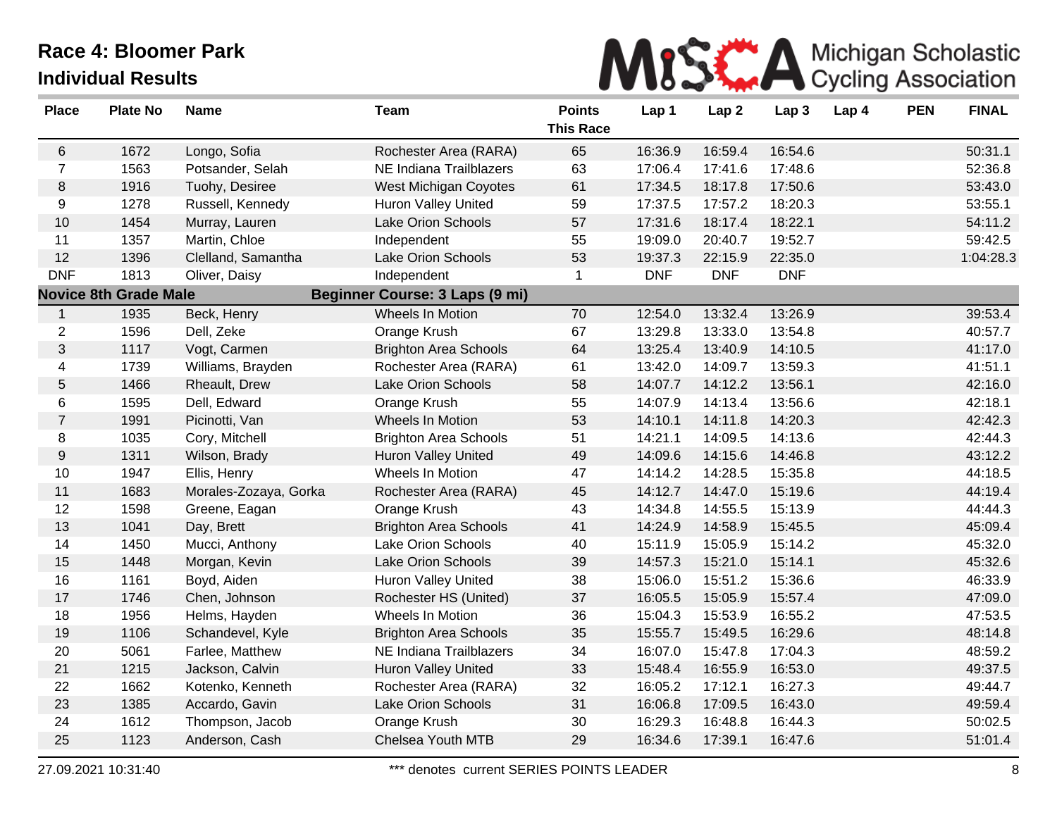# Race 4: Bloomer Park

## Individual Results

Michigan Scholastic Cycling Association

| Place | Plate No | Name | Team | Points This Race | Lap 1 | Lap 2 | Lap 3 | Lap 4 | PEN | FINAL |
|---|---|---|---|---|---|---|---|---|---|---|
| 6 | 1672 | Longo, Sofia | Rochester Area (RARA) | 65 | 16:36.9 | 16:59.4 | 16:54.6 | | | 50:31.1 |
| 7 | 1563 | Potsander, Selah | NE Indiana Trailblazers | 63 | 17:06.4 | 17:41.6 | 17:48.6 | | | 52:36.8 |
| 8 | 1916 | Tuohy, Desiree | West Michigan Coyotes | 61 | 17:34.5 | 18:17.8 | 17:50.6 | | | 53:43.0 |
| 9 | 1278 | Russell, Kennedy | Huron Valley United | 59 | 17:37.5 | 17:57.2 | 18:20.3 | | | 53:55.1 |
| 10 | 1454 | Murray, Lauren | Lake Orion Schools | 57 | 17:31.6 | 18:17.4 | 18:22.1 | | | 54:11.2 |
| 11 | 1357 | Martin, Chloe | Independent | 55 | 19:09.0 | 20:40.7 | 19:52.7 | | | 59:42.5 |
| 12 | 1396 | Clelland, Samantha | Lake Orion Schools | 53 | 19:37.3 | 22:15.9 | 22:35.0 | | | 1:04:28.3 |
| DNF | 1813 | Oliver, Daisy | Independent | 1 | DNF | DNF | DNF | | | |
| **Novice 8th Grade Male** | | | **Beginner Course: 3 Laps (9 mi)** | | | | | | | |
| 1 | 1935 | Beck, Henry | Wheels In Motion | 70 | 12:54.0 | 13:32.4 | 13:26.9 | | | 39:53.4 |
| 2 | 1596 | Dell, Zeke | Orange Krush | 67 | 13:29.8 | 13:33.0 | 13:54.8 | | | 40:57.7 |
| 3 | 1117 | Vogt, Carmen | Brighton Area Schools | 64 | 13:25.4 | 13:40.9 | 14:10.5 | | | 41:17.0 |
| 4 | 1739 | Williams, Brayden | Rochester Area (RARA) | 61 | 13:42.0 | 14:09.7 | 13:59.3 | | | 41:51.1 |
| 5 | 1466 | Rheault, Drew | Lake Orion Schools | 58 | 14:07.7 | 14:12.2 | 13:56.1 | | | 42:16.0 |
| 6 | 1595 | Dell, Edward | Orange Krush | 55 | 14:07.9 | 14:13.4 | 13:56.6 | | | 42:18.1 |
| 7 | 1991 | Picinotti, Van | Wheels In Motion | 53 | 14:10.1 | 14:11.8 | 14:20.3 | | | 42:42.3 |
| 8 | 1035 | Cory, Mitchell | Brighton Area Schools | 51 | 14:21.1 | 14:09.5 | 14:13.6 | | | 42:44.3 |
| 9 | 1311 | Wilson, Brady | Huron Valley United | 49 | 14:09.6 | 14:15.6 | 14:46.8 | | | 43:12.2 |
| 10 | 1947 | Ellis, Henry | Wheels In Motion | 47 | 14:14.2 | 14:28.5 | 15:35.8 | | | 44:18.5 |
| 11 | 1683 | Morales-Zozaya, Gorka | Rochester Area (RARA) | 45 | 14:12.7 | 14:47.0 | 15:19.6 | | | 44:19.4 |
| 12 | 1598 | Greene, Eagan | Orange Krush | 43 | 14:34.8 | 14:55.5 | 15:13.9 | | | 44:44.3 |
| 13 | 1041 | Day, Brett | Brighton Area Schools | 41 | 14:24.9 | 14:58.9 | 15:45.5 | | | 45:09.4 |
| 14 | 1450 | Mucci, Anthony | Lake Orion Schools | 40 | 15:11.9 | 15:05.9 | 15:14.2 | | | 45:32.0 |
| 15 | 1448 | Morgan, Kevin | Lake Orion Schools | 39 | 14:57.3 | 15:21.0 | 15:14.1 | | | 45:32.6 |
| 16 | 1161 | Boyd, Aiden | Huron Valley United | 38 | 15:06.0 | 15:51.2 | 15:36.6 | | | 46:33.9 |
| 17 | 1746 | Chen, Johnson | Rochester HS (United) | 37 | 16:05.5 | 15:05.9 | 15:57.4 | | | 47:09.0 |
| 18 | 1956 | Helms, Hayden | Wheels In Motion | 36 | 15:04.3 | 15:53.9 | 16:55.2 | | | 47:53.5 |
| 19 | 1106 | Schandevel, Kyle | Brighton Area Schools | 35 | 15:55.7 | 15:49.5 | 16:29.6 | | | 48:14.8 |
| 20 | 5061 | Farlee, Matthew | NE Indiana Trailblazers | 34 | 16:07.0 | 15:47.8 | 17:04.3 | | | 48:59.2 |
| 21 | 1215 | Jackson, Calvin | Huron Valley United | 33 | 15:48.4 | 16:55.9 | 16:53.0 | | | 49:37.5 |
| 22 | 1662 | Kotenko, Kenneth | Rochester Area (RARA) | 32 | 16:05.2 | 17:12.1 | 16:27.3 | | | 49:44.7 |
| 23 | 1385 | Accardo, Gavin | Lake Orion Schools | 31 | 16:06.8 | 17:09.5 | 16:43.0 | | | 49:59.4 |
| 24 | 1612 | Thompson, Jacob | Orange Krush | 30 | 16:29.3 | 16:48.8 | 16:44.3 | | | 50:02.5 |
| 25 | 1123 | Anderson, Cash | Chelsea Youth MTB | 29 | 16:34.6 | 17:39.1 | 16:47.6 | | | 51:01.4 |

27.09.2021 10:31:40 — *** denotes current SERIES POINTS LEADER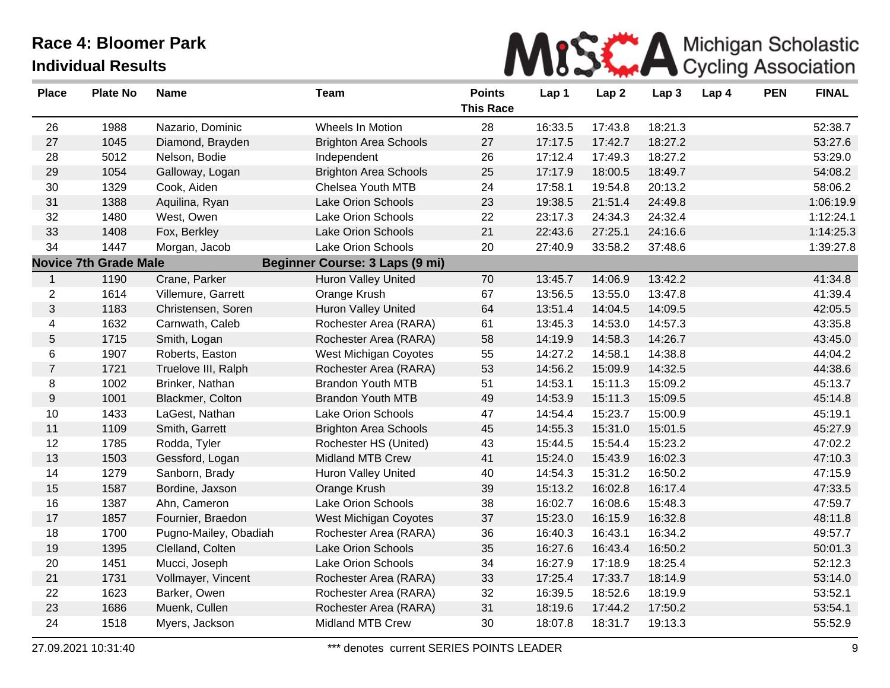# Race 4: Bloomer Park

## Individual Results

MiSCA Michigan Scholastic Cycling Association

| Place | Plate No | Name | Team | Points This Race | Lap 1 | Lap 2 | Lap 3 | Lap 4 | PEN | FINAL |
|---|---|---|---|---|---|---|---|---|---|---|
| 26 | 1988 | Nazario, Dominic | Wheels In Motion | 28 | 16:33.5 | 17:43.8 | 18:21.3 | | | 52:38.7 |
| 27 | 1045 | Diamond, Brayden | Brighton Area Schools | 27 | 17:17.5 | 17:42.7 | 18:27.2 | | | 53:27.6 |
| 28 | 5012 | Nelson, Bodie | Independent | 26 | 17:12.4 | 17:49.3 | 18:27.2 | | | 53:29.0 |
| 29 | 1054 | Galloway, Logan | Brighton Area Schools | 25 | 17:17.9 | 18:00.5 | 18:49.7 | | | 54:08.2 |
| 30 | 1329 | Cook, Aiden | Chelsea Youth MTB | 24 | 17:58.1 | 19:54.8 | 20:13.2 | | | 58:06.2 |
| 31 | 1388 | Aquilina, Ryan | Lake Orion Schools | 23 | 19:38.5 | 21:51.4 | 24:49.8 | | | 1:06:19.9 |
| 32 | 1480 | West, Owen | Lake Orion Schools | 22 | 23:17.3 | 24:34.3 | 24:32.4 | | | 1:12:24.1 |
| 33 | 1408 | Fox, Berkley | Lake Orion Schools | 21 | 22:43.6 | 27:25.1 | 24:16.6 | | | 1:14:25.3 |
| 34 | 1447 | Morgan, Jacob | Lake Orion Schools | 20 | 27:40.9 | 33:58.2 | 37:48.6 | | | 1:39:27.8 |
| **Novice 7th Grade Male** | | | **Beginner Course: 3 Laps (9 mi)** | | | | | | | |
| 1 | 1190 | Crane, Parker | Huron Valley United | 70 | 13:45.7 | 14:06.9 | 13:42.2 | | | 41:34.8 |
| 2 | 1614 | Villemure, Garrett | Orange Krush | 67 | 13:56.5 | 13:55.0 | 13:47.8 | | | 41:39.4 |
| 3 | 1183 | Christensen, Soren | Huron Valley United | 64 | 13:51.4 | 14:04.5 | 14:09.5 | | | 42:05.5 |
| 4 | 1632 | Carnwath, Caleb | Rochester Area (RARA) | 61 | 13:45.3 | 14:53.0 | 14:57.3 | | | 43:35.8 |
| 5 | 1715 | Smith, Logan | Rochester Area (RARA) | 58 | 14:19.9 | 14:58.3 | 14:26.7 | | | 43:45.0 |
| 6 | 1907 | Roberts, Easton | West Michigan Coyotes | 55 | 14:27.2 | 14:58.1 | 14:38.8 | | | 44:04.2 |
| 7 | 1721 | Truelove III, Ralph | Rochester Area (RARA) | 53 | 14:56.2 | 15:09.9 | 14:32.5 | | | 44:38.6 |
| 8 | 1002 | Brinker, Nathan | Brandon Youth MTB | 51 | 14:53.1 | 15:11.3 | 15:09.2 | | | 45:13.7 |
| 9 | 1001 | Blackmer, Colton | Brandon Youth MTB | 49 | 14:53.9 | 15:11.3 | 15:09.5 | | | 45:14.8 |
| 10 | 1433 | LaGest, Nathan | Lake Orion Schools | 47 | 14:54.4 | 15:23.7 | 15:00.9 | | | 45:19.1 |
| 11 | 1109 | Smith, Garrett | Brighton Area Schools | 45 | 14:55.3 | 15:31.0 | 15:01.5 | | | 45:27.9 |
| 12 | 1785 | Rodda, Tyler | Rochester HS (United) | 43 | 15:44.5 | 15:54.4 | 15:23.2 | | | 47:02.2 |
| 13 | 1503 | Gessford, Logan | Midland MTB Crew | 41 | 15:24.0 | 15:43.9 | 16:02.3 | | | 47:10.3 |
| 14 | 1279 | Sanborn, Brady | Huron Valley United | 40 | 14:54.3 | 15:31.2 | 16:50.2 | | | 47:15.9 |
| 15 | 1587 | Bordine, Jaxson | Orange Krush | 39 | 15:13.2 | 16:02.8 | 16:17.4 | | | 47:33.5 |
| 16 | 1387 | Ahn, Cameron | Lake Orion Schools | 38 | 16:02.7 | 16:08.6 | 15:48.3 | | | 47:59.7 |
| 17 | 1857 | Fournier, Braedon | West Michigan Coyotes | 37 | 15:23.0 | 16:15.9 | 16:32.8 | | | 48:11.8 |
| 18 | 1700 | Pugno-Mailey, Obadiah | Rochester Area (RARA) | 36 | 16:40.3 | 16:43.1 | 16:34.2 | | | 49:57.7 |
| 19 | 1395 | Clelland, Colten | Lake Orion Schools | 35 | 16:27.6 | 16:43.4 | 16:50.2 | | | 50:01.3 |
| 20 | 1451 | Mucci, Joseph | Lake Orion Schools | 34 | 16:27.9 | 17:18.9 | 18:25.4 | | | 52:12.3 |
| 21 | 1731 | Vollmayer, Vincent | Rochester Area (RARA) | 33 | 17:25.4 | 17:33.7 | 18:14.9 | | | 53:14.0 |
| 22 | 1623 | Barker, Owen | Rochester Area (RARA) | 32 | 16:39.5 | 18:52.6 | 18:19.9 | | | 53:52.1 |
| 23 | 1686 | Muenk, Cullen | Rochester Area (RARA) | 31 | 18:19.6 | 17:44.2 | 17:50.2 | | | 53:54.1 |
| 24 | 1518 | Myers, Jackson | Midland MTB Crew | 30 | 18:07.8 | 18:31.7 | 19:13.3 | | | 55:52.9 |

27.09.2021 10:31:40 — *** denotes current SERIES POINTS LEADER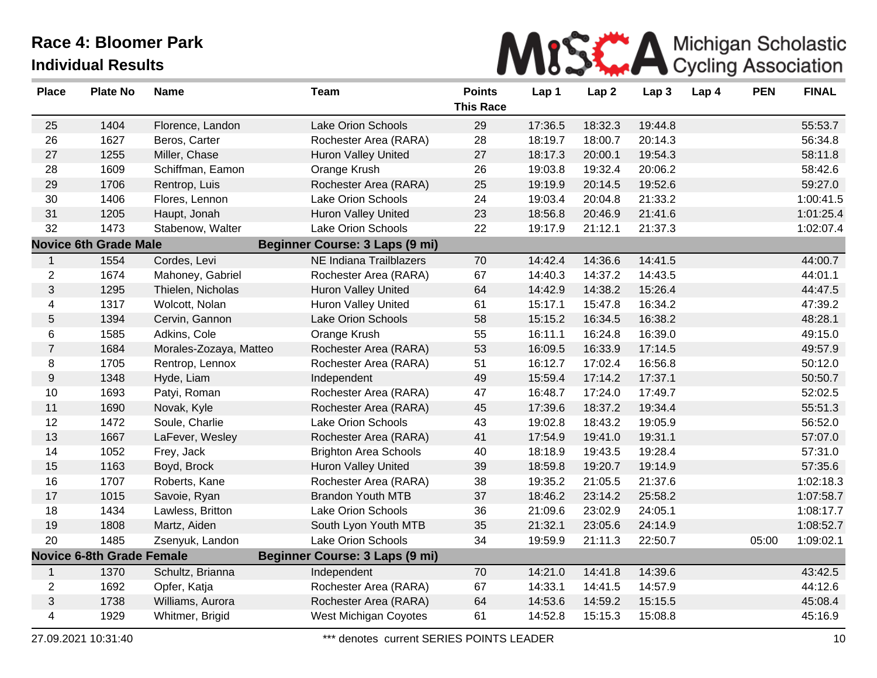# Race 4: Bloomer Park
## Individual Results

MiSCA Michigan Scholastic Cycling Association

| Place | Plate No | Name | Team | Points This Race | Lap 1 | Lap 2 | Lap 3 | Lap 4 | PEN | FINAL |
|---|---|---|---|---|---|---|---|---|---|---|
| 25 | 1404 | Florence, Landon | Lake Orion Schools | 29 | 17:36.5 | 18:32.3 | 19:44.8 | | | 55:53.7 |
| 26 | 1627 | Beros, Carter | Rochester Area (RARA) | 28 | 18:19.7 | 18:00.7 | 20:14.3 | | | 56:34.8 |
| 27 | 1255 | Miller, Chase | Huron Valley United | 27 | 18:17.3 | 20:00.1 | 19:54.3 | | | 58:11.8 |
| 28 | 1609 | Schiffman, Eamon | Orange Krush | 26 | 19:03.8 | 19:32.4 | 20:06.2 | | | 58:42.6 |
| 29 | 1706 | Rentrop, Luis | Rochester Area (RARA) | 25 | 19:19.9 | 20:14.5 | 19:52.6 | | | 59:27.0 |
| 30 | 1406 | Flores, Lennon | Lake Orion Schools | 24 | 19:03.4 | 20:04.8 | 21:33.2 | | | 1:00:41.5 |
| 31 | 1205 | Haupt, Jonah | Huron Valley United | 23 | 18:56.8 | 20:46.9 | 21:41.6 | | | 1:01:25.4 |
| 32 | 1473 | Stabenow, Walter | Lake Orion Schools | 22 | 19:17.9 | 21:12.1 | 21:37.3 | | | 1:02:07.4 |
| **Novice 6th Grade Male** | | | **Beginner Course: 3 Laps (9 mi)** | | | | | | | |
| 1 | 1554 | Cordes, Levi | NE Indiana Trailblazers | 70 | 14:42.4 | 14:36.6 | 14:41.5 | | | 44:00.7 |
| 2 | 1674 | Mahoney, Gabriel | Rochester Area (RARA) | 67 | 14:40.3 | 14:37.2 | 14:43.5 | | | 44:01.1 |
| 3 | 1295 | Thielen, Nicholas | Huron Valley United | 64 | 14:42.9 | 14:38.2 | 15:26.4 | | | 44:47.5 |
| 4 | 1317 | Wolcott, Nolan | Huron Valley United | 61 | 15:17.1 | 15:47.8 | 16:34.2 | | | 47:39.2 |
| 5 | 1394 | Cervin, Gannon | Lake Orion Schools | 58 | 15:15.2 | 16:34.5 | 16:38.2 | | | 48:28.1 |
| 6 | 1585 | Adkins, Cole | Orange Krush | 55 | 16:11.1 | 16:24.8 | 16:39.0 | | | 49:15.0 |
| 7 | 1684 | Morales-Zozaya, Matteo | Rochester Area (RARA) | 53 | 16:09.5 | 16:33.9 | 17:14.5 | | | 49:57.9 |
| 8 | 1705 | Rentrop, Lennox | Rochester Area (RARA) | 51 | 16:12.7 | 17:02.4 | 16:56.8 | | | 50:12.0 |
| 9 | 1348 | Hyde, Liam | Independent | 49 | 15:59.4 | 17:14.2 | 17:37.1 | | | 50:50.7 |
| 10 | 1693 | Patyi, Roman | Rochester Area (RARA) | 47 | 16:48.7 | 17:24.0 | 17:49.7 | | | 52:02.5 |
| 11 | 1690 | Novak, Kyle | Rochester Area (RARA) | 45 | 17:39.6 | 18:37.2 | 19:34.4 | | | 55:51.3 |
| 12 | 1472 | Soule, Charlie | Lake Orion Schools | 43 | 19:02.8 | 18:43.2 | 19:05.9 | | | 56:52.0 |
| 13 | 1667 | LaFever, Wesley | Rochester Area (RARA) | 41 | 17:54.9 | 19:41.0 | 19:31.1 | | | 57:07.0 |
| 14 | 1052 | Frey, Jack | Brighton Area Schools | 40 | 18:18.9 | 19:43.5 | 19:28.4 | | | 57:31.0 |
| 15 | 1163 | Boyd, Brock | Huron Valley United | 39 | 18:59.8 | 19:20.7 | 19:14.9 | | | 57:35.6 |
| 16 | 1707 | Roberts, Kane | Rochester Area (RARA) | 38 | 19:35.2 | 21:05.5 | 21:37.6 | | | 1:02:18.3 |
| 17 | 1015 | Savoie, Ryan | Brandon Youth MTB | 37 | 18:46.2 | 23:14.2 | 25:58.2 | | | 1:07:58.7 |
| 18 | 1434 | Lawless, Britton | Lake Orion Schools | 36 | 21:09.6 | 23:02.9 | 24:05.1 | | | 1:08:17.7 |
| 19 | 1808 | Martz, Aiden | South Lyon Youth MTB | 35 | 21:32.1 | 23:05.6 | 24:14.9 | | | 1:08:52.7 |
| 20 | 1485 | Zsenyuk, Landon | Lake Orion Schools | 34 | 19:59.9 | 21:11.3 | 22:50.7 | | 05:00 | 1:09:02.1 |
| **Novice 6-8th Grade Female** | | | **Beginner Course: 3 Laps (9 mi)** | | | | | | | |
| 1 | 1370 | Schultz, Brianna | Independent | 70 | 14:21.0 | 14:41.8 | 14:39.6 | | | 43:42.5 |
| 2 | 1692 | Opfer, Katja | Rochester Area (RARA) | 67 | 14:33.1 | 14:41.5 | 14:57.9 | | | 44:12.6 |
| 3 | 1738 | Williams, Aurora | Rochester Area (RARA) | 64 | 14:53.6 | 14:59.2 | 15:15.5 | | | 45:08.4 |
| 4 | 1929 | Whitmer, Brigid | West Michigan Coyotes | 61 | 14:52.8 | 15:15.3 | 15:08.8 | | | 45:16.9 |

27.09.2021 10:31:40 — *** denotes current SERIES POINTS LEADER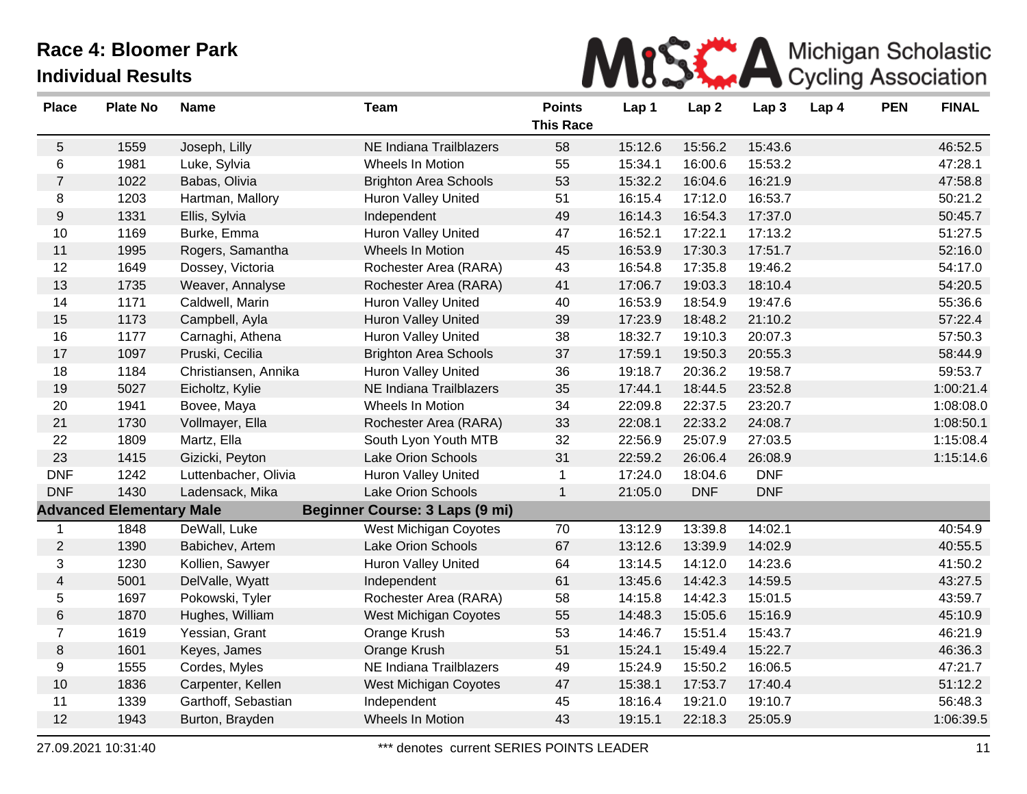# Race 4: Bloomer Park

## Individual Results

| Place | Plate No | Name | Team | Points This Race | Lap 1 | Lap 2 | Lap 3 | Lap 4 | PEN | FINAL |
|---|---|---|---|---|---|---|---|---|---|---|
| 5 | 1559 | Joseph, Lilly | NE Indiana Trailblazers | 58 | 15:12.6 | 15:56.2 | 15:43.6 | | | 46:52.5 |
| 6 | 1981 | Luke, Sylvia | Wheels In Motion | 55 | 15:34.1 | 16:00.6 | 15:53.2 | | | 47:28.1 |
| 7 | 1022 | Babas, Olivia | Brighton Area Schools | 53 | 15:32.2 | 16:04.6 | 16:21.9 | | | 47:58.8 |
| 8 | 1203 | Hartman, Mallory | Huron Valley United | 51 | 16:15.4 | 17:12.0 | 16:53.7 | | | 50:21.2 |
| 9 | 1331 | Ellis, Sylvia | Independent | 49 | 16:14.3 | 16:54.3 | 17:37.0 | | | 50:45.7 |
| 10 | 1169 | Burke, Emma | Huron Valley United | 47 | 16:52.1 | 17:22.1 | 17:13.2 | | | 51:27.5 |
| 11 | 1995 | Rogers, Samantha | Wheels In Motion | 45 | 16:53.9 | 17:30.3 | 17:51.7 | | | 52:16.0 |
| 12 | 1649 | Dossey, Victoria | Rochester Area (RARA) | 43 | 16:54.8 | 17:35.8 | 19:46.2 | | | 54:17.0 |
| 13 | 1735 | Weaver, Annalyse | Rochester Area (RARA) | 41 | 17:06.7 | 19:03.3 | 18:10.4 | | | 54:20.5 |
| 14 | 1171 | Caldwell, Marin | Huron Valley United | 40 | 16:53.9 | 18:54.9 | 19:47.6 | | | 55:36.6 |
| 15 | 1173 | Campbell, Ayla | Huron Valley United | 39 | 17:23.9 | 18:48.2 | 21:10.2 | | | 57:22.4 |
| 16 | 1177 | Carnaghi, Athena | Huron Valley United | 38 | 18:32.7 | 19:10.3 | 20:07.3 | | | 57:50.3 |
| 17 | 1097 | Pruski, Cecilia | Brighton Area Schools | 37 | 17:59.1 | 19:50.3 | 20:55.3 | | | 58:44.9 |
| 18 | 1184 | Christiansen, Annika | Huron Valley United | 36 | 19:18.7 | 20:36.2 | 19:58.7 | | | 59:53.7 |
| 19 | 5027 | Eicholtz, Kylie | NE Indiana Trailblazers | 35 | 17:44.1 | 18:44.5 | 23:52.8 | | | 1:00:21.4 |
| 20 | 1941 | Bovee, Maya | Wheels In Motion | 34 | 22:09.8 | 22:37.5 | 23:20.7 | | | 1:08:08.0 |
| 21 | 1730 | Vollmayer, Ella | Rochester Area (RARA) | 33 | 22:08.1 | 22:33.2 | 24:08.7 | | | 1:08:50.1 |
| 22 | 1809 | Martz, Ella | South Lyon Youth MTB | 32 | 22:56.9 | 25:07.9 | 27:03.5 | | | 1:15:08.4 |
| 23 | 1415 | Gizicki, Peyton | Lake Orion Schools | 31 | 22:59.2 | 26:06.4 | 26:08.9 | | | 1:15:14.6 |
| DNF | 1242 | Luttenbacher, Olivia | Huron Valley United | 1 | 17:24.0 | 18:04.6 | DNF | | | |
| DNF | 1430 | Ladensack, Mika | Lake Orion Schools | 1 | 21:05.0 | DNF | DNF | | | |
| **Advanced Elementary Male** | | | **Beginner Course: 3 Laps (9 mi)** | | | | | | | |
| 1 | 1848 | DeWall, Luke | West Michigan Coyotes | 70 | 13:12.9 | 13:39.8 | 14:02.1 | | | 40:54.9 |
| 2 | 1390 | Babichev, Artem | Lake Orion Schools | 67 | 13:12.6 | 13:39.9 | 14:02.9 | | | 40:55.5 |
| 3 | 1230 | Kollien, Sawyer | Huron Valley United | 64 | 13:14.5 | 14:12.0 | 14:23.6 | | | 41:50.2 |
| 4 | 5001 | DelValle, Wyatt | Independent | 61 | 13:45.6 | 14:42.3 | 14:59.5 | | | 43:27.5 |
| 5 | 1697 | Pokowski, Tyler | Rochester Area (RARA) | 58 | 14:15.8 | 14:42.3 | 15:01.5 | | | 43:59.7 |
| 6 | 1870 | Hughes, William | West Michigan Coyotes | 55 | 14:48.3 | 15:05.6 | 15:16.9 | | | 45:10.9 |
| 7 | 1619 | Yessian, Grant | Orange Krush | 53 | 14:46.7 | 15:51.4 | 15:43.7 | | | 46:21.9 |
| 8 | 1601 | Keyes, James | Orange Krush | 51 | 15:24.1 | 15:49.4 | 15:22.7 | | | 46:36.3 |
| 9 | 1555 | Cordes, Myles | NE Indiana Trailblazers | 49 | 15:24.9 | 15:50.2 | 16:06.5 | | | 47:21.7 |
| 10 | 1836 | Carpenter, Kellen | West Michigan Coyotes | 47 | 15:38.1 | 17:53.7 | 17:40.4 | | | 51:12.2 |
| 11 | 1339 | Garthoff, Sebastian | Independent | 45 | 18:16.4 | 19:21.0 | 19:10.7 | | | 56:48.3 |
| 12 | 1943 | Burton, Brayden | Wheels In Motion | 43 | 19:15.1 | 22:18.3 | 25:05.9 | | | 1:06:39.5 |

27.09.2021 10:31:40

*** denotes current SERIES POINTS LEADER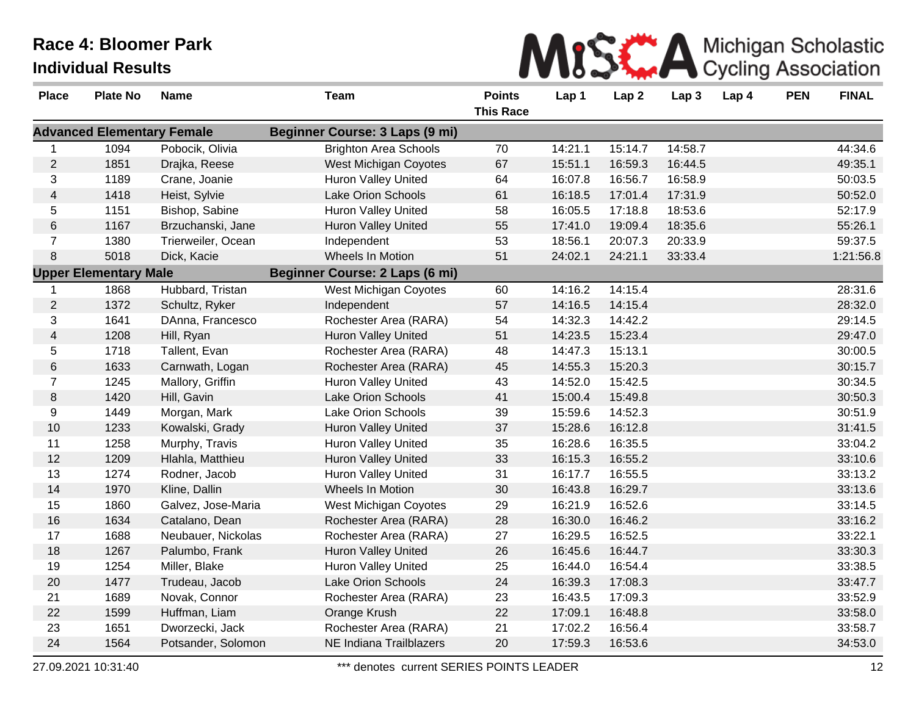# Race 4: Bloomer Park

## Individual Results

MiSCA Michigan Scholastic Cycling Association

| Place | Plate No | Name | Team | Points This Race | Lap 1 | Lap 2 | Lap 3 | Lap 4 | PEN | FINAL |
|---|---|---|---|---|---|---|---|---|---|---|
| **Advanced Elementary Female** | | | **Beginner Course: 3 Laps (9 mi)** | | | | | | | |
| 1 | 1094 | Pobocik, Olivia | Brighton Area Schools | 70 | 14:21.1 | 15:14.7 | 14:58.7 | | | 44:34.6 |
| 2 | 1851 | Drajka, Reese | West Michigan Coyotes | 67 | 15:51.1 | 16:59.3 | 16:44.5 | | | 49:35.1 |
| 3 | 1189 | Crane, Joanie | Huron Valley United | 64 | 16:07.8 | 16:56.7 | 16:58.9 | | | 50:03.5 |
| 4 | 1418 | Heist, Sylvie | Lake Orion Schools | 61 | 16:18.5 | 17:01.4 | 17:31.9 | | | 50:52.0 |
| 5 | 1151 | Bishop, Sabine | Huron Valley United | 58 | 16:05.5 | 17:18.8 | 18:53.6 | | | 52:17.9 |
| 6 | 1167 | Brzuchanski, Jane | Huron Valley United | 55 | 17:41.0 | 19:09.4 | 18:35.6 | | | 55:26.1 |
| 7 | 1380 | Trierweiler, Ocean | Independent | 53 | 18:56.1 | 20:07.3 | 20:33.9 | | | 59:37.5 |
| 8 | 5018 | Dick, Kacie | Wheels In Motion | 51 | 24:02.1 | 24:21.1 | 33:33.4 | | | 1:21:56.8 |
| **Upper Elementary Male** | | | **Beginner Course: 2 Laps (6 mi)** | | | | | | | |
| 1 | 1868 | Hubbard, Tristan | West Michigan Coyotes | 60 | 14:16.2 | 14:15.4 | | | | 28:31.6 |
| 2 | 1372 | Schultz, Ryker | Independent | 57 | 14:16.5 | 14:15.4 | | | | 28:32.0 |
| 3 | 1641 | DAnna, Francesco | Rochester Area (RARA) | 54 | 14:32.3 | 14:42.2 | | | | 29:14.5 |
| 4 | 1208 | Hill, Ryan | Huron Valley United | 51 | 14:23.5 | 15:23.4 | | | | 29:47.0 |
| 5 | 1718 | Tallent, Evan | Rochester Area (RARA) | 48 | 14:47.3 | 15:13.1 | | | | 30:00.5 |
| 6 | 1633 | Carnwath, Logan | Rochester Area (RARA) | 45 | 14:55.3 | 15:20.3 | | | | 30:15.7 |
| 7 | 1245 | Mallory, Griffin | Huron Valley United | 43 | 14:52.0 | 15:42.5 | | | | 30:34.5 |
| 8 | 1420 | Hill, Gavin | Lake Orion Schools | 41 | 15:00.4 | 15:49.8 | | | | 30:50.3 |
| 9 | 1449 | Morgan, Mark | Lake Orion Schools | 39 | 15:59.6 | 14:52.3 | | | | 30:51.9 |
| 10 | 1233 | Kowalski, Grady | Huron Valley United | 37 | 15:28.6 | 16:12.8 | | | | 31:41.5 |
| 11 | 1258 | Murphy, Travis | Huron Valley United | 35 | 16:28.6 | 16:35.5 | | | | 33:04.2 |
| 12 | 1209 | Hlahla, Matthieu | Huron Valley United | 33 | 16:15.3 | 16:55.2 | | | | 33:10.6 |
| 13 | 1274 | Rodner, Jacob | Huron Valley United | 31 | 16:17.7 | 16:55.5 | | | | 33:13.2 |
| 14 | 1970 | Kline, Dallin | Wheels In Motion | 30 | 16:43.8 | 16:29.7 | | | | 33:13.6 |
| 15 | 1860 | Galvez, Jose-Maria | West Michigan Coyotes | 29 | 16:21.9 | 16:52.6 | | | | 33:14.5 |
| 16 | 1634 | Catalano, Dean | Rochester Area (RARA) | 28 | 16:30.0 | 16:46.2 | | | | 33:16.2 |
| 17 | 1688 | Neubauer, Nickolas | Rochester Area (RARA) | 27 | 16:29.5 | 16:52.5 | | | | 33:22.1 |
| 18 | 1267 | Palumbo, Frank | Huron Valley United | 26 | 16:45.6 | 16:44.7 | | | | 33:30.3 |
| 19 | 1254 | Miller, Blake | Huron Valley United | 25 | 16:44.0 | 16:54.4 | | | | 33:38.5 |
| 20 | 1477 | Trudeau, Jacob | Lake Orion Schools | 24 | 16:39.3 | 17:08.3 | | | | 33:47.7 |
| 21 | 1689 | Novak, Connor | Rochester Area (RARA) | 23 | 16:43.5 | 17:09.3 | | | | 33:52.9 |
| 22 | 1599 | Huffman, Liam | Orange Krush | 22 | 17:09.1 | 16:48.8 | | | | 33:58.0 |
| 23 | 1651 | Dworzecki, Jack | Rochester Area (RARA) | 21 | 17:02.2 | 16:56.4 | | | | 33:58.7 |
| 24 | 1564 | Potsander, Solomon | NE Indiana Trailblazers | 20 | 17:59.3 | 16:53.6 | | | | 34:53.0 |

27.09.2021 10:31:40 — *** denotes current SERIES POINTS LEADER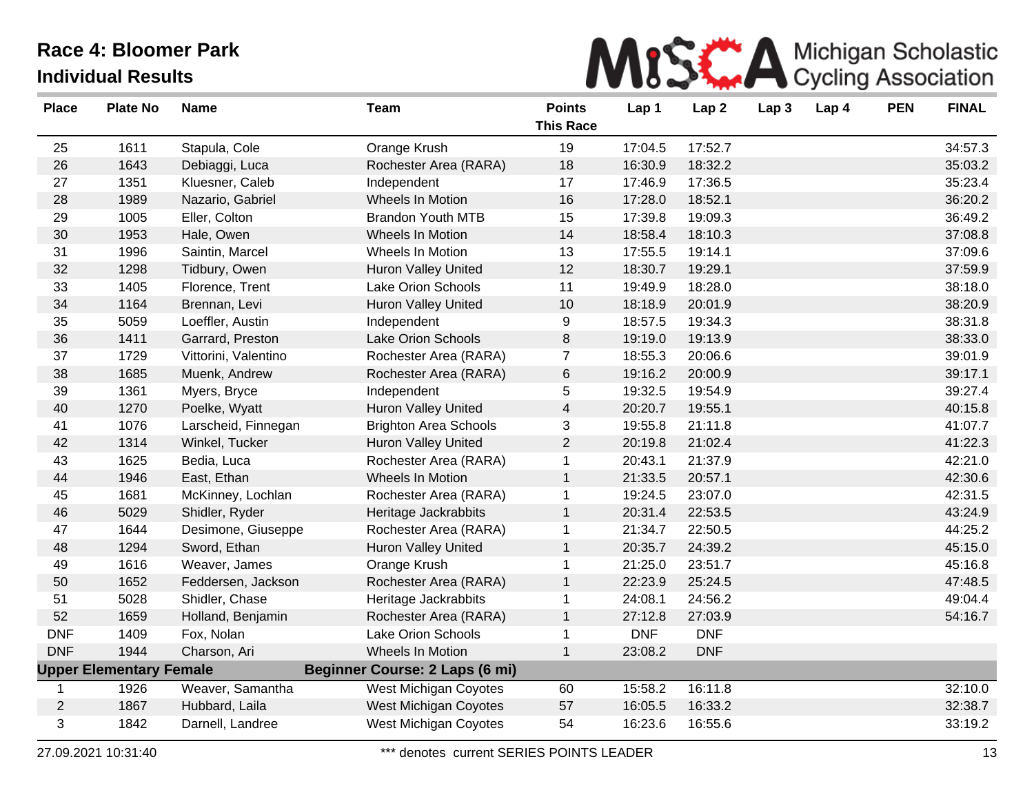# Race 4: Bloomer Park
## Individual Results

MiSCA Michigan Scholastic Cycling Association

| Place | Plate No | Name | Team | Points This Race | Lap 1 | Lap 2 | Lap 3 | Lap 4 | PEN | FINAL |
|---|---|---|---|---|---|---|---|---|---|---|
| 25 | 1611 | Stapula, Cole | Orange Krush | 19 | 17:04.5 | 17:52.7 | | | | 34:57.3 |
| 26 | 1643 | Debiaggi, Luca | Rochester Area (RARA) | 18 | 16:30.9 | 18:32.2 | | | | 35:03.2 |
| 27 | 1351 | Kluesner, Caleb | Independent | 17 | 17:46.9 | 17:36.5 | | | | 35:23.4 |
| 28 | 1989 | Nazario, Gabriel | Wheels In Motion | 16 | 17:28.0 | 18:52.1 | | | | 36:20.2 |
| 29 | 1005 | Eller, Colton | Brandon Youth MTB | 15 | 17:39.8 | 19:09.3 | | | | 36:49.2 |
| 30 | 1953 | Hale, Owen | Wheels In Motion | 14 | 18:58.4 | 18:10.3 | | | | 37:08.8 |
| 31 | 1996 | Saintin, Marcel | Wheels In Motion | 13 | 17:55.5 | 19:14.1 | | | | 37:09.6 |
| 32 | 1298 | Tidbury, Owen | Huron Valley United | 12 | 18:30.7 | 19:29.1 | | | | 37:59.9 |
| 33 | 1405 | Florence, Trent | Lake Orion Schools | 11 | 19:49.9 | 18:28.0 | | | | 38:18.0 |
| 34 | 1164 | Brennan, Levi | Huron Valley United | 10 | 18:18.9 | 20:01.9 | | | | 38:20.9 |
| 35 | 5059 | Loeffler, Austin | Independent | 9 | 18:57.5 | 19:34.3 | | | | 38:31.8 |
| 36 | 1411 | Garrard, Preston | Lake Orion Schools | 8 | 19:19.0 | 19:13.9 | | | | 38:33.0 |
| 37 | 1729 | Vittorini, Valentino | Rochester Area (RARA) | 7 | 18:55.3 | 20:06.6 | | | | 39:01.9 |
| 38 | 1685 | Muenk, Andrew | Rochester Area (RARA) | 6 | 19:16.2 | 20:00.9 | | | | 39:17.1 |
| 39 | 1361 | Myers, Bryce | Independent | 5 | 19:32.5 | 19:54.9 | | | | 39:27.4 |
| 40 | 1270 | Poelke, Wyatt | Huron Valley United | 4 | 20:20.7 | 19:55.1 | | | | 40:15.8 |
| 41 | 1076 | Larscheid, Finnegan | Brighton Area Schools | 3 | 19:55.8 | 21:11.8 | | | | 41:07.7 |
| 42 | 1314 | Winkel, Tucker | Huron Valley United | 2 | 20:19.8 | 21:02.4 | | | | 41:22.3 |
| 43 | 1625 | Bedia, Luca | Rochester Area (RARA) | 1 | 20:43.1 | 21:37.9 | | | | 42:21.0 |
| 44 | 1946 | East, Ethan | Wheels In Motion | 1 | 21:33.5 | 20:57.1 | | | | 42:30.6 |
| 45 | 1681 | McKinney, Lochlan | Rochester Area (RARA) | 1 | 19:24.5 | 23:07.0 | | | | 42:31.5 |
| 46 | 5029 | Shidler, Ryder | Heritage Jackrabbits | 1 | 20:31.4 | 22:53.5 | | | | 43:24.9 |
| 47 | 1644 | Desimone, Giuseppe | Rochester Area (RARA) | 1 | 21:34.7 | 22:50.5 | | | | 44:25.2 |
| 48 | 1294 | Sword, Ethan | Huron Valley United | 1 | 20:35.7 | 24:39.2 | | | | 45:15.0 |
| 49 | 1616 | Weaver, James | Orange Krush | 1 | 21:25.0 | 23:51.7 | | | | 45:16.8 |
| 50 | 1652 | Feddersen, Jackson | Rochester Area (RARA) | 1 | 22:23.9 | 25:24.5 | | | | 47:48.5 |
| 51 | 5028 | Shidler, Chase | Heritage Jackrabbits | 1 | 24:08.1 | 24:56.2 | | | | 49:04.4 |
| 52 | 1659 | Holland, Benjamin | Rochester Area (RARA) | 1 | 27:12.8 | 27:03.9 | | | | 54:16.7 |
| DNF | 1409 | Fox, Nolan | Lake Orion Schools | 1 | DNF | DNF | | | | |
| DNF | 1944 | Charson, Ari | Wheels In Motion | 1 | 23:08.2 | DNF | | | | |
| **Upper Elementary Female** | | | **Beginner Course: 2 Laps (6 mi)** | | | | | | | |
| 1 | 1926 | Weaver, Samantha | West Michigan Coyotes | 60 | 15:58.2 | 16:11.8 | | | | 32:10.0 |
| 2 | 1867 | Hubbard, Laila | West Michigan Coyotes | 57 | 16:05.5 | 16:33.2 | | | | 32:38.7 |
| 3 | 1842 | Darnell, Landree | West Michigan Coyotes | 54 | 16:23.6 | 16:55.6 | | | | 33:19.2 |

27.09.2021 10:31:40 — *** denotes current SERIES POINTS LEADER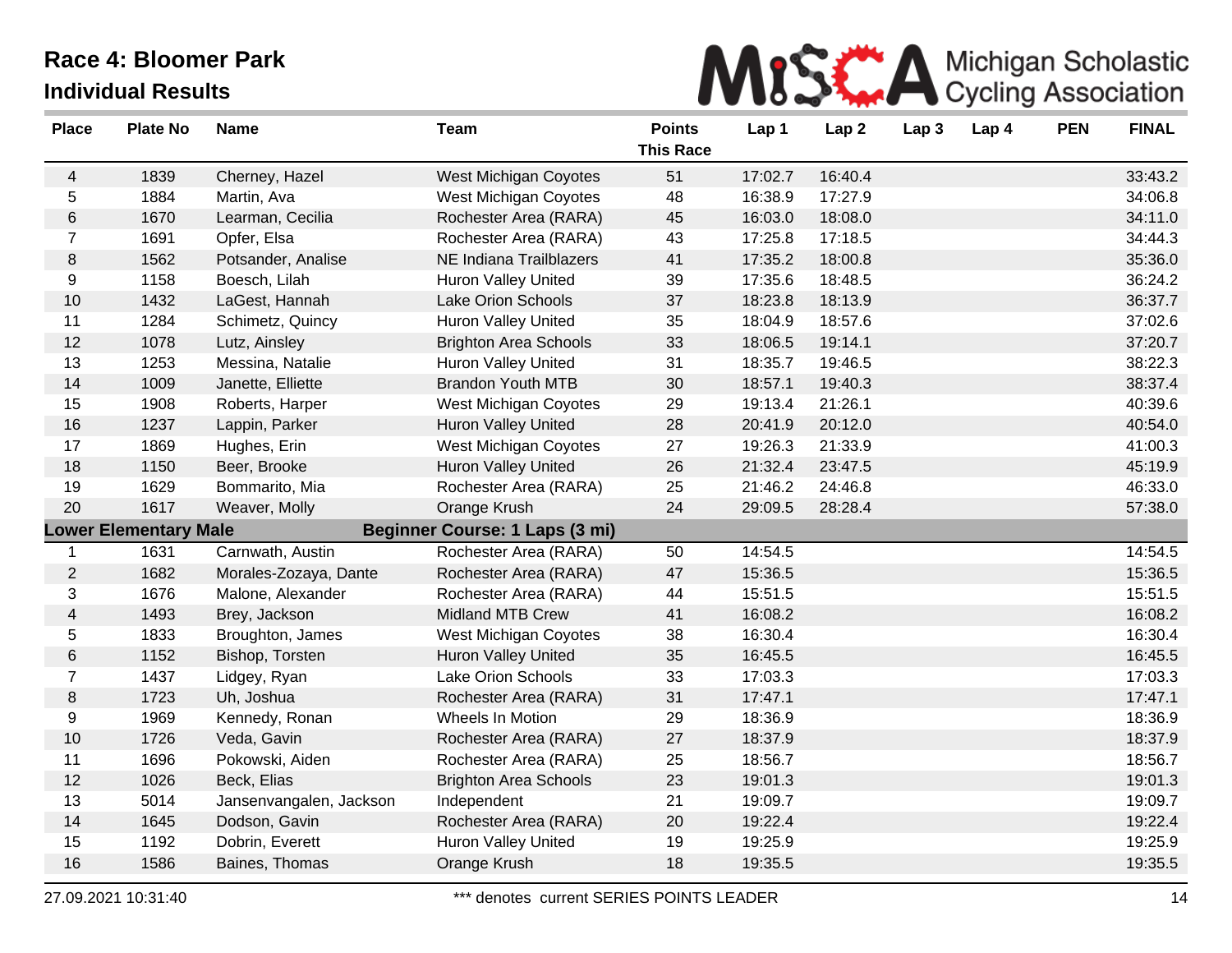# Race 4: Bloomer Park

## Individual Results

MiSCA Michigan Scholastic Cycling Association

| Place | Plate No | Name | Team | Points This Race | Lap 1 | Lap 2 | Lap 3 | Lap 4 | PEN | FINAL |
|---|---|---|---|---|---|---|---|---|---|---|
| 4 | 1839 | Cherney, Hazel | West Michigan Coyotes | 51 | 17:02.7 | 16:40.4 | | | | 33:43.2 |
| 5 | 1884 | Martin, Ava | West Michigan Coyotes | 48 | 16:38.9 | 17:27.9 | | | | 34:06.8 |
| 6 | 1670 | Learman, Cecilia | Rochester Area (RARA) | 45 | 16:03.0 | 18:08.0 | | | | 34:11.0 |
| 7 | 1691 | Opfer, Elsa | Rochester Area (RARA) | 43 | 17:25.8 | 17:18.5 | | | | 34:44.3 |
| 8 | 1562 | Potsander, Analise | NE Indiana Trailblazers | 41 | 17:35.2 | 18:00.8 | | | | 35:36.0 |
| 9 | 1158 | Boesch, Lilah | Huron Valley United | 39 | 17:35.6 | 18:48.5 | | | | 36:24.2 |
| 10 | 1432 | LaGest, Hannah | Lake Orion Schools | 37 | 18:23.8 | 18:13.9 | | | | 36:37.7 |
| 11 | 1284 | Schimetz, Quincy | Huron Valley United | 35 | 18:04.9 | 18:57.6 | | | | 37:02.6 |
| 12 | 1078 | Lutz, Ainsley | Brighton Area Schools | 33 | 18:06.5 | 19:14.1 | | | | 37:20.7 |
| 13 | 1253 | Messina, Natalie | Huron Valley United | 31 | 18:35.7 | 19:46.5 | | | | 38:22.3 |
| 14 | 1009 | Janette, Elliette | Brandon Youth MTB | 30 | 18:57.1 | 19:40.3 | | | | 38:37.4 |
| 15 | 1908 | Roberts, Harper | West Michigan Coyotes | 29 | 19:13.4 | 21:26.1 | | | | 40:39.6 |
| 16 | 1237 | Lappin, Parker | Huron Valley United | 28 | 20:41.9 | 20:12.0 | | | | 40:54.0 |
| 17 | 1869 | Hughes, Erin | West Michigan Coyotes | 27 | 19:26.3 | 21:33.9 | | | | 41:00.3 |
| 18 | 1150 | Beer, Brooke | Huron Valley United | 26 | 21:32.4 | 23:47.5 | | | | 45:19.9 |
| 19 | 1629 | Bommarito, Mia | Rochester Area (RARA) | 25 | 21:46.2 | 24:46.8 | | | | 46:33.0 |
| 20 | 1617 | Weaver, Molly | Orange Krush | 24 | 29:09.5 | 28:28.4 | | | | 57:38.0 |
| **Lower Elementary Male** | | | **Beginner Course: 1 Laps (3 mi)** | | | | | | | |
| 1 | 1631 | Carnwath, Austin | Rochester Area (RARA) | 50 | 14:54.5 | | | | | 14:54.5 |
| 2 | 1682 | Morales-Zozaya, Dante | Rochester Area (RARA) | 47 | 15:36.5 | | | | | 15:36.5 |
| 3 | 1676 | Malone, Alexander | Rochester Area (RARA) | 44 | 15:51.5 | | | | | 15:51.5 |
| 4 | 1493 | Brey, Jackson | Midland MTB Crew | 41 | 16:08.2 | | | | | 16:08.2 |
| 5 | 1833 | Broughton, James | West Michigan Coyotes | 38 | 16:30.4 | | | | | 16:30.4 |
| 6 | 1152 | Bishop, Torsten | Huron Valley United | 35 | 16:45.5 | | | | | 16:45.5 |
| 7 | 1437 | Lidgey, Ryan | Lake Orion Schools | 33 | 17:03.3 | | | | | 17:03.3 |
| 8 | 1723 | Uh, Joshua | Rochester Area (RARA) | 31 | 17:47.1 | | | | | 17:47.1 |
| 9 | 1969 | Kennedy, Ronan | Wheels In Motion | 29 | 18:36.9 | | | | | 18:36.9 |
| 10 | 1726 | Veda, Gavin | Rochester Area (RARA) | 27 | 18:37.9 | | | | | 18:37.9 |
| 11 | 1696 | Pokowski, Aiden | Rochester Area (RARA) | 25 | 18:56.7 | | | | | 18:56.7 |
| 12 | 1026 | Beck, Elias | Brighton Area Schools | 23 | 19:01.3 | | | | | 19:01.3 |
| 13 | 5014 | Jansenvangalen, Jackson | Independent | 21 | 19:09.7 | | | | | 19:09.7 |
| 14 | 1645 | Dodson, Gavin | Rochester Area (RARA) | 20 | 19:22.4 | | | | | 19:22.4 |
| 15 | 1192 | Dobrin, Everett | Huron Valley United | 19 | 19:25.9 | | | | | 19:25.9 |
| 16 | 1586 | Baines, Thomas | Orange Krush | 18 | 19:35.5 | | | | | 19:35.5 |

27.09.2021 10:31:40

*** denotes current SERIES POINTS LEADER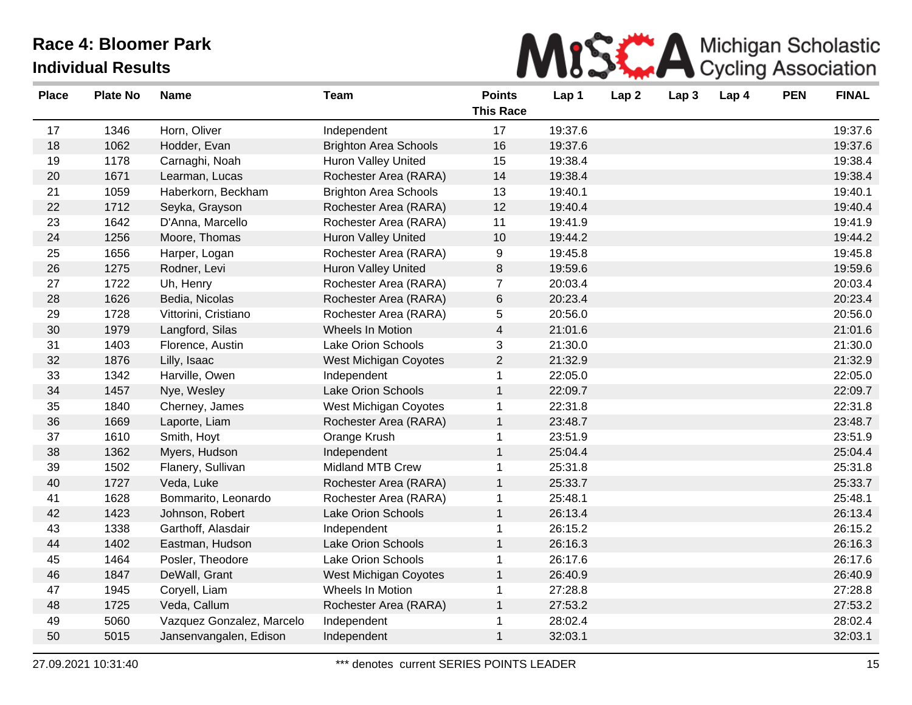# Race 4: Bloomer Park

## Individual Results

| Place | Plate No | Name | Team | Points This Race | Lap 1 | Lap 2 | Lap 3 | Lap 4 | PEN | FINAL |
|---|---|---|---|---|---|---|---|---|---|---|
| 17 | 1346 | Horn, Oliver | Independent | 17 | 19:37.6 | | | | | 19:37.6 |
| 18 | 1062 | Hodder, Evan | Brighton Area Schools | 16 | 19:37.6 | | | | | 19:37.6 |
| 19 | 1178 | Carnaghi, Noah | Huron Valley United | 15 | 19:38.4 | | | | | 19:38.4 |
| 20 | 1671 | Learman, Lucas | Rochester Area (RARA) | 14 | 19:38.4 | | | | | 19:38.4 |
| 21 | 1059 | Haberkorn, Beckham | Brighton Area Schools | 13 | 19:40.1 | | | | | 19:40.1 |
| 22 | 1712 | Seyka, Grayson | Rochester Area (RARA) | 12 | 19:40.4 | | | | | 19:40.4 |
| 23 | 1642 | D'Anna, Marcello | Rochester Area (RARA) | 11 | 19:41.9 | | | | | 19:41.9 |
| 24 | 1256 | Moore, Thomas | Huron Valley United | 10 | 19:44.2 | | | | | 19:44.2 |
| 25 | 1656 | Harper, Logan | Rochester Area (RARA) | 9 | 19:45.8 | | | | | 19:45.8 |
| 26 | 1275 | Rodner, Levi | Huron Valley United | 8 | 19:59.6 | | | | | 19:59.6 |
| 27 | 1722 | Uh, Henry | Rochester Area (RARA) | 7 | 20:03.4 | | | | | 20:03.4 |
| 28 | 1626 | Bedia, Nicolas | Rochester Area (RARA) | 6 | 20:23.4 | | | | | 20:23.4 |
| 29 | 1728 | Vittorini, Cristiano | Rochester Area (RARA) | 5 | 20:56.0 | | | | | 20:56.0 |
| 30 | 1979 | Langford, Silas | Wheels In Motion | 4 | 21:01.6 | | | | | 21:01.6 |
| 31 | 1403 | Florence, Austin | Lake Orion Schools | 3 | 21:30.0 | | | | | 21:30.0 |
| 32 | 1876 | Lilly, Isaac | West Michigan Coyotes | 2 | 21:32.9 | | | | | 21:32.9 |
| 33 | 1342 | Harville, Owen | Independent | 1 | 22:05.0 | | | | | 22:05.0 |
| 34 | 1457 | Nye, Wesley | Lake Orion Schools | 1 | 22:09.7 | | | | | 22:09.7 |
| 35 | 1840 | Cherney, James | West Michigan Coyotes | 1 | 22:31.8 | | | | | 22:31.8 |
| 36 | 1669 | Laporte, Liam | Rochester Area (RARA) | 1 | 23:48.7 | | | | | 23:48.7 |
| 37 | 1610 | Smith, Hoyt | Orange Krush | 1 | 23:51.9 | | | | | 23:51.9 |
| 38 | 1362 | Myers, Hudson | Independent | 1 | 25:04.4 | | | | | 25:04.4 |
| 39 | 1502 | Flanery, Sullivan | Midland MTB Crew | 1 | 25:31.8 | | | | | 25:31.8 |
| 40 | 1727 | Veda, Luke | Rochester Area (RARA) | 1 | 25:33.7 | | | | | 25:33.7 |
| 41 | 1628 | Bommarito, Leonardo | Rochester Area (RARA) | 1 | 25:48.1 | | | | | 25:48.1 |
| 42 | 1423 | Johnson, Robert | Lake Orion Schools | 1 | 26:13.4 | | | | | 26:13.4 |
| 43 | 1338 | Garthoff, Alasdair | Independent | 1 | 26:15.2 | | | | | 26:15.2 |
| 44 | 1402 | Eastman, Hudson | Lake Orion Schools | 1 | 26:16.3 | | | | | 26:16.3 |
| 45 | 1464 | Posler, Theodore | Lake Orion Schools | 1 | 26:17.6 | | | | | 26:17.6 |
| 46 | 1847 | DeWall, Grant | West Michigan Coyotes | 1 | 26:40.9 | | | | | 26:40.9 |
| 47 | 1945 | Coryell, Liam | Wheels In Motion | 1 | 27:28.8 | | | | | 27:28.8 |
| 48 | 1725 | Veda, Callum | Rochester Area (RARA) | 1 | 27:53.2 | | | | | 27:53.2 |
| 49 | 5060 | Vazquez Gonzalez, Marcelo | Independent | 1 | 28:02.4 | | | | | 28:02.4 |
| 50 | 5015 | Jansenvangalen, Edison | Independent | 1 | 32:03.1 | | | | | 32:03.1 |

27.09.2021 10:31:40 *** denotes current SERIES POINTS LEADER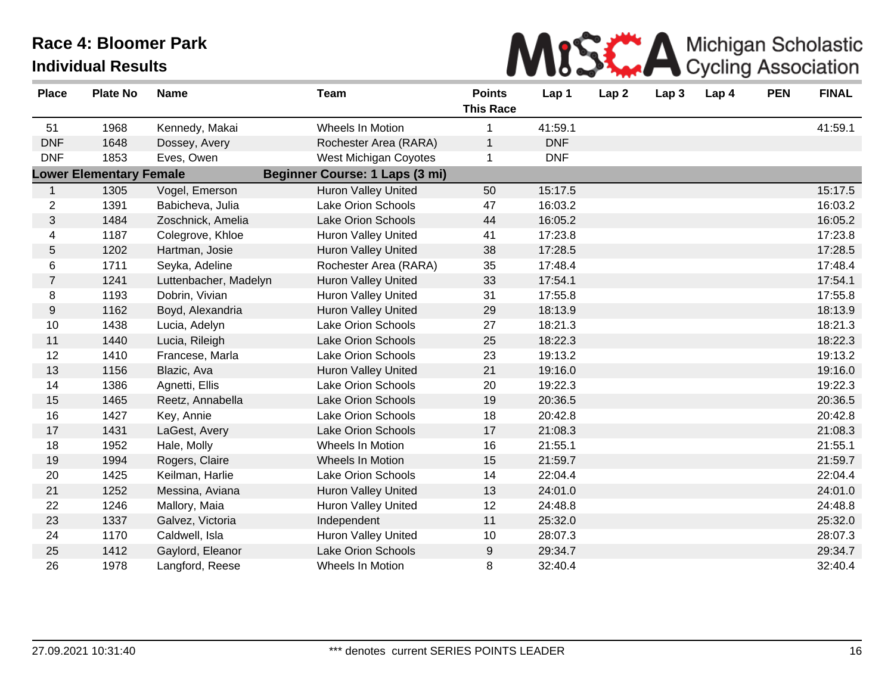## Race 4: Bloomer Park
### Individual Results

MiSCA Michigan Scholastic Cycling Association

| Place | Plate No | Name | Team | Points This Race | Lap 1 | Lap 2 | Lap 3 | Lap 4 | PEN | FINAL |
|---|---|---|---|---|---|---|---|---|---|---|
| 51 | 1968 | Kennedy, Makai | Wheels In Motion | 1 | 41:59.1 | | | | | 41:59.1 |
| DNF | 1648 | Dossey, Avery | Rochester Area (RARA) | 1 | DNF | | | | | |
| DNF | 1853 | Eves, Owen | West Michigan Coyotes | 1 | DNF | | | | | |
| **Lower Elementary Female** | | | **Beginner Course: 1 Laps (3 mi)** | | | | | | | |
| 1 | 1305 | Vogel, Emerson | Huron Valley United | 50 | 15:17.5 | | | | | 15:17.5 |
| 2 | 1391 | Babicheva, Julia | Lake Orion Schools | 47 | 16:03.2 | | | | | 16:03.2 |
| 3 | 1484 | Zoschnick, Amelia | Lake Orion Schools | 44 | 16:05.2 | | | | | 16:05.2 |
| 4 | 1187 | Colegrove, Khloe | Huron Valley United | 41 | 17:23.8 | | | | | 17:23.8 |
| 5 | 1202 | Hartman, Josie | Huron Valley United | 38 | 17:28.5 | | | | | 17:28.5 |
| 6 | 1711 | Seyka, Adeline | Rochester Area (RARA) | 35 | 17:48.4 | | | | | 17:48.4 |
| 7 | 1241 | Luttenbacher, Madelyn | Huron Valley United | 33 | 17:54.1 | | | | | 17:54.1 |
| 8 | 1193 | Dobrin, Vivian | Huron Valley United | 31 | 17:55.8 | | | | | 17:55.8 |
| 9 | 1162 | Boyd, Alexandria | Huron Valley United | 29 | 18:13.9 | | | | | 18:13.9 |
| 10 | 1438 | Lucia, Adelyn | Lake Orion Schools | 27 | 18:21.3 | | | | | 18:21.3 |
| 11 | 1440 | Lucia, Rileigh | Lake Orion Schools | 25 | 18:22.3 | | | | | 18:22.3 |
| 12 | 1410 | Francese, Marla | Lake Orion Schools | 23 | 19:13.2 | | | | | 19:13.2 |
| 13 | 1156 | Blazic, Ava | Huron Valley United | 21 | 19:16.0 | | | | | 19:16.0 |
| 14 | 1386 | Agnetti, Ellis | Lake Orion Schools | 20 | 19:22.3 | | | | | 19:22.3 |
| 15 | 1465 | Reetz, Annabella | Lake Orion Schools | 19 | 20:36.5 | | | | | 20:36.5 |
| 16 | 1427 | Key, Annie | Lake Orion Schools | 18 | 20:42.8 | | | | | 20:42.8 |
| 17 | 1431 | LaGest, Avery | Lake Orion Schools | 17 | 21:08.3 | | | | | 21:08.3 |
| 18 | 1952 | Hale, Molly | Wheels In Motion | 16 | 21:55.1 | | | | | 21:55.1 |
| 19 | 1994 | Rogers, Claire | Wheels In Motion | 15 | 21:59.7 | | | | | 21:59.7 |
| 20 | 1425 | Keilman, Harlie | Lake Orion Schools | 14 | 22:04.4 | | | | | 22:04.4 |
| 21 | 1252 | Messina, Aviana | Huron Valley United | 13 | 24:01.0 | | | | | 24:01.0 |
| 22 | 1246 | Mallory, Maia | Huron Valley United | 12 | 24:48.8 | | | | | 24:48.8 |
| 23 | 1337 | Galvez, Victoria | Independent | 11 | 25:32.0 | | | | | 25:32.0 |
| 24 | 1170 | Caldwell, Isla | Huron Valley United | 10 | 28:07.3 | | | | | 28:07.3 |
| 25 | 1412 | Gaylord, Eleanor | Lake Orion Schools | 9 | 29:34.7 | | | | | 29:34.7 |
| 26 | 1978 | Langford, Reese | Wheels In Motion | 8 | 32:40.4 | | | | | 32:40.4 |

27.09.2021 10:31:40 *** denotes current SERIES POINTS LEADER